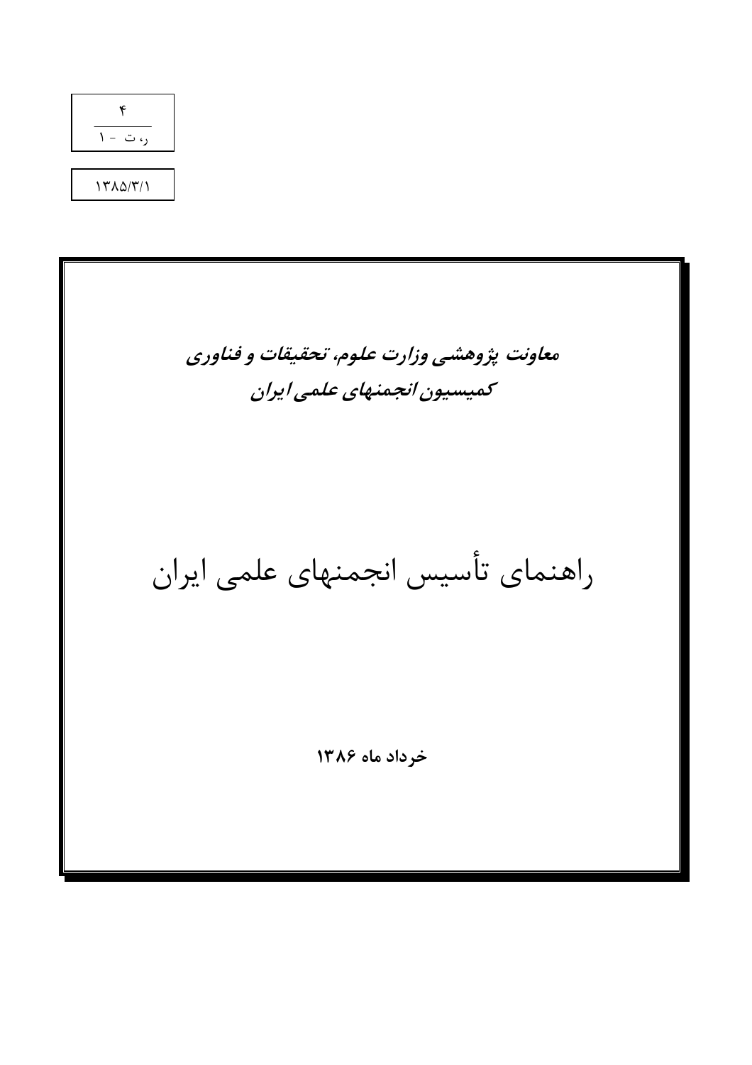۴
―――
ر، ت - ۱

۱۳۸۵/۳/۱

***معاونت پژوهشی وزارت علوم، تحقیقات و فناوری***

***کمیسیون انجمنهای علمی ایران***

# راهنمای تأسیس انجمنهای علمی ایران

**خرداد ماه ۱۳۸۶**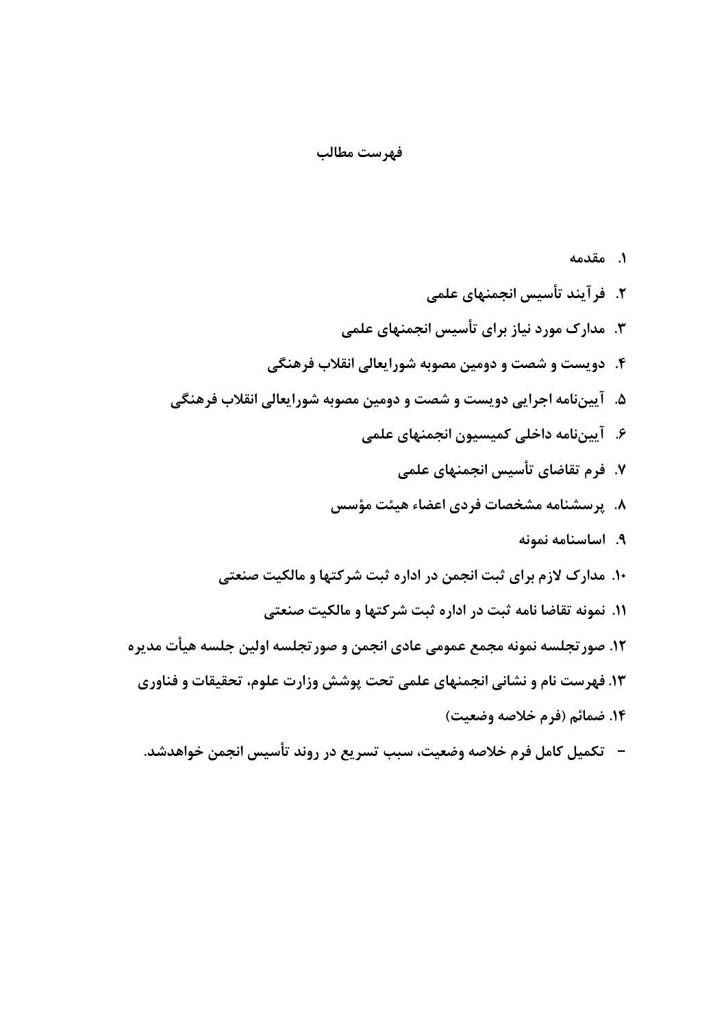# فهرست مطالب

۱. مقدمه
۲. فرآیند تأسیس انجمنهای علمی
۳. مدارک مورد نیاز برای تأسیس انجمنهای علمی
۴. دویست و شصت و دومین مصوبه شورایعالی انقلاب فرهنگی
۵. آیین‌نامه اجرایی دویست و شصت و دومین مصوبه شورایعالی انقلاب فرهنگی
۶. آیین‌نامه داخلی کمیسیون انجمنهای علمی
۷. فرم تقاضای تأسیس انجمنهای علمی
۸. پرسشنامه مشخصات فردی اعضاء هیئت مؤسس
۹. اساسنامه نمونه
۱۰. مدارک لازم برای ثبت انجمن در اداره ثبت شرکتها و مالکیت صنعتی
۱۱. نمونه تقاضا نامه ثبت در اداره ثبت شرکتها و مالکیت صنعتی
۱۲. صورتجلسه نمونه مجمع عمومی عادی انجمن و صورتجلسه اولین جلسه هیأت مدیره
۱۳. فهرست نام و نشانی انجمنهای علمی تحت پوشش وزارت علوم، تحقیقات و فناوری
۱۴. ضمائم (فرم خلاصه وضعیت)

- تکمیل کامل فرم خلاصه وضعیت، سبب تسریع در روند تأسیس انجمن خواهدشد.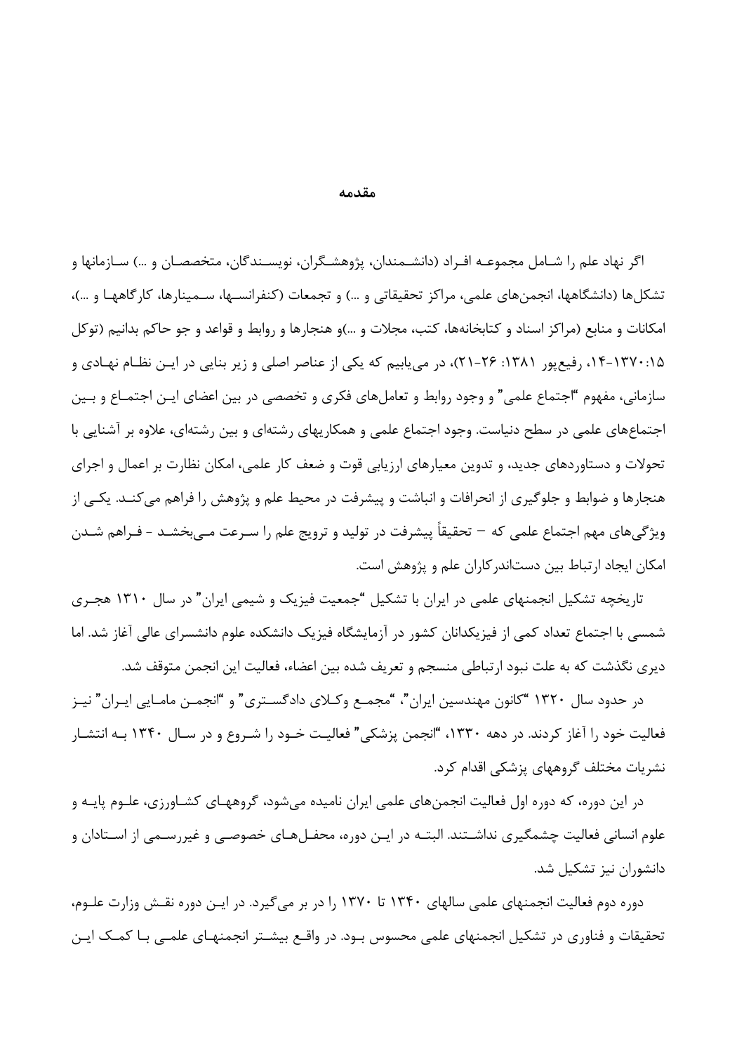## مقدمه

اگر نهاد علم را شامل مجموعه افراد (دانشمندان، پژوهشگران، نویسندگان، متخصصان و ...) سازمانها و تشکل‌ها (دانشگاهها، انجمن‌های علمی، مراکز تحقیقاتی و ...) و تجمعات (کنفرانسها، سمینارها، کارگاهها و ...)، امکانات و منابع (مراکز اسناد و کتابخانه‌ها، کتب، مجلات و ...)و هنجارها و روابط و قواعد و جو حاکم بدانیم (توکل ۱۳۷۰:۱۵-۱۴، رفیع‌پور ۱۳۸۱: ۲۶-۲۱)، در می‌یابیم که یکی از عناصر اصلی و زیر بنایی در این نظام نهادی و سازمانی، مفهوم "اجتماع علمی" و وجود روابط و تعامل‌های فکری و تخصصی در بین اعضای این اجتماع و بین اجتماع‌های علمی در سطح دنیاست. وجود اجتماع علمی و همکاریهای رشته‌ای و بین رشته‌ای، علاوه بر آشنایی با تحولات و دستاوردهای جدید، و تدوین معیارهای ارزیابی قوت و ضعف کار علمی، امکان نظارت بر اعمال و اجرای هنجارها و ضوابط و جلوگیری از انحرافات و انباشت و پیشرفت در محیط علم و پژوهش را فراهم می‌کند. یکی از ویژگی‌های مهم اجتماع علمی که – تحقیقاً پیشرفت در تولید و ترویج علم را سرعت می‌بخشد - فراهم شدن امکان ایجاد ارتباط بین دستاندرکاران علم و پژوهش است.

تاریخچه تشکیل انجمنهای علمی در ایران با تشکیل "جمعیت فیزیک و شیمی ایران" در سال ۱۳۱۰ هجری شمسی با اجتماع تعداد کمی از فیزیکدانان کشور در آزمایشگاه فیزیک دانشکده علوم دانشسرای عالی آغاز شد. اما دیری نگذشت که به علت نبود ارتباطی منسجم و تعریف شده بین اعضاء، فعالیت این انجمن متوقف شد.

در حدود سال ۱۳۲۰ "کانون مهندسین ایران"، "مجمع وکلای دادگستری" و "انجمن مامایی ایران" نیز فعالیت خود را آغاز کردند. در دهه ۱۳۳۰، "انجمن پزشکی" فعالیت خود را شروع و در سال ۱۳۴۰ به انتشار نشریات مختلف گروههای پزشکی اقدام کرد.

در این دوره، که دوره اول فعالیت انجمن‌های علمی ایران نامیده می‌شود، گروههای کشاورزی، علوم پایه و علوم انسانی فعالیت چشمگیری نداشتند. البته در این دوره، محفل‌های خصوصی و غیررسمی از استادان و دانشوران نیز تشکیل شد.

دوره دوم فعالیت انجمنهای علمی سالهای ۱۳۴۰ تا ۱۳۷۰ را در بر می‌گیرد. در این دوره نقش وزارت علوم، تحقیقات و فناوری در تشکیل انجمنهای علمی محسوس بود. در واقع بیشتر انجمنهای علمی با کمک این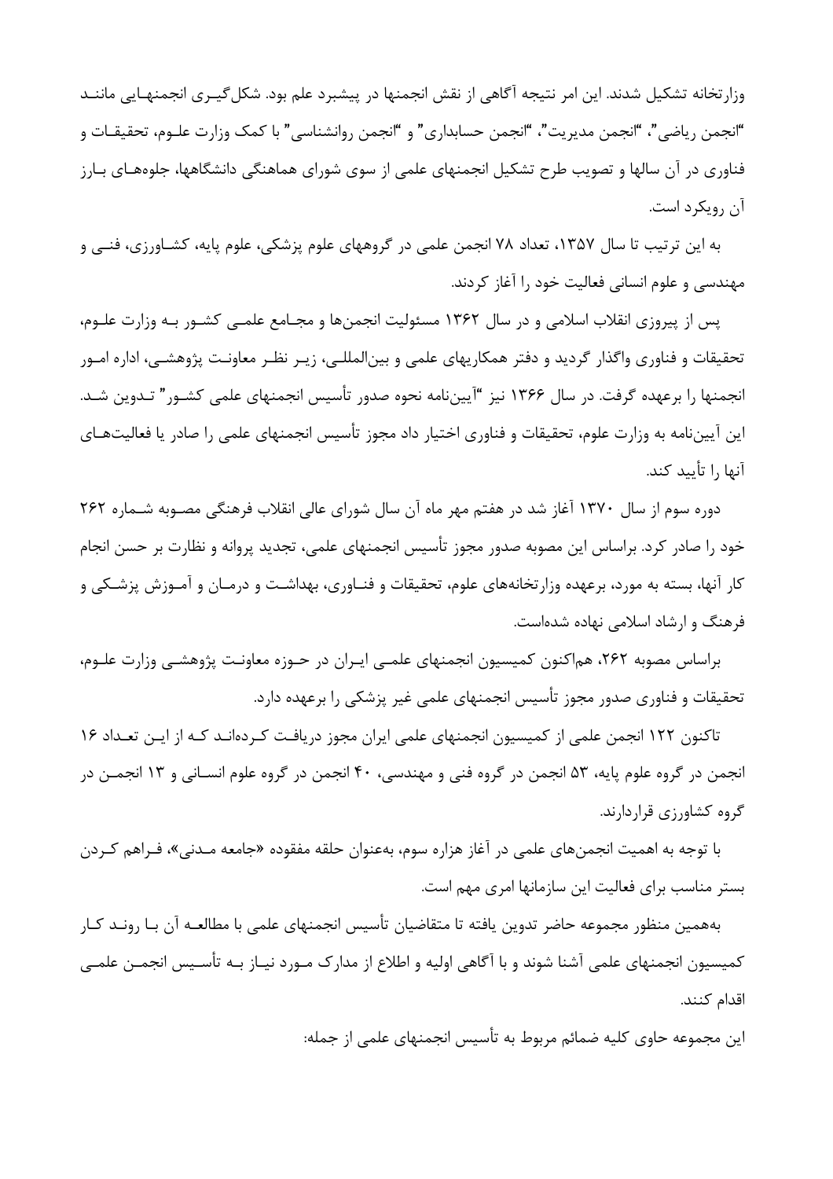وزارتخانه تشکیل شدند. این امر نتیجه آگاهی از نقش انجمنها در پیشبرد علم بود. شکل‌گیری انجمنهایی مانند "انجمن ریاضی"، "انجمن مدیریت"، "انجمن حسابداری" و "انجمن روانشناسی" با کمک وزارت علوم، تحقیقات و فناوری در آن سالها و تصویب طرح تشکیل انجمنهای علمی از سوی شورای هماهنگی دانشگاهها، جلوه‌های بارز آن رویکرد است.

به این ترتیب تا سال ۱۳۵۷، تعداد ۷۸ انجمن علمی در گروههای علوم پزشکی، علوم پایه، کشاورزی، فنی و مهندسی و علوم انسانی فعالیت خود را آغاز کردند.

پس از پیروزی انقلاب اسلامی و در سال ۱۳۶۲ مسئولیت انجمن‌ها و مجامع علمی کشور به وزارت علوم، تحقیقات و فناوری واگذار گردید و دفتر همکاریهای علمی و بین‌المللی، زیر نظر معاونت پژوهشی، اداره امور انجمنها را برعهده گرفت. در سال ۱۳۶۶ نیز "آیین‌نامه نحوه صدور تأسیس انجمنهای علمی کشور" تدوین شد. این آیین‌نامه به وزارت علوم، تحقیقات و فناوری اختیار داد مجوز تأسیس انجمنهای علمی را صادر یا فعالیت‌های آنها را تأیید کند.

دوره سوم از سال ۱۳۷۰ آغاز شد در هفتم مهر ماه آن سال شورای عالی انقلاب فرهنگی مصوبه شماره ۲۶۲ خود را صادر کرد. براساس این مصوبه صدور مجوز تأسیس انجمنهای علمی، تجدید پروانه و نظارت بر حسن انجام کار آنها، بسته به مورد، برعهده وزارتخانه‌های علوم، تحقیقات و فناوری، بهداشت و درمان و آموزش پزشکی و فرهنگ و ارشاد اسلامی نهاده شده‌است.

براساس مصوبه ۲۶۲، هم‌اکنون کمیسیون انجمنهای علمی ایران در حوزه معاونت پژوهشی وزارت علوم، تحقیقات و فناوری صدور مجوز تأسیس انجمنهای علمی غیر پزشکی را برعهده دارد.

تاکنون ۱۲۲ انجمن علمی از کمیسیون انجمنهای علمی ایران مجوز دریافت کرده‌اند که از این تعداد ۱۶ انجمن در گروه علوم پایه، ۵۳ انجمن در گروه فنی و مهندسی، ۴۰ انجمن در گروه علوم انسانی و ۱۳ انجمن در گروه کشاورزی قراردارند.

با توجه به اهمیت انجمن‌های علمی در آغاز هزاره سوم، به‌عنوان حلقه مفقوده «جامعه مدنی»، فراهم کردن بستر مناسب برای فعالیت این سازمانها امری مهم است.

به‌همین منظور مجموعه حاضر تدوین یافته تا متقاضیان تأسیس انجمنهای علمی با مطالعه آن با روند کار کمیسیون انجمنهای علمی آشنا شوند و با آگاهی اولیه و اطلاع از مدارک مورد نیاز به تأسیس انجمن علمی اقدام کنند.

این مجموعه حاوی کلیه ضمائم مربوط به تأسیس انجمنهای علمی از جمله: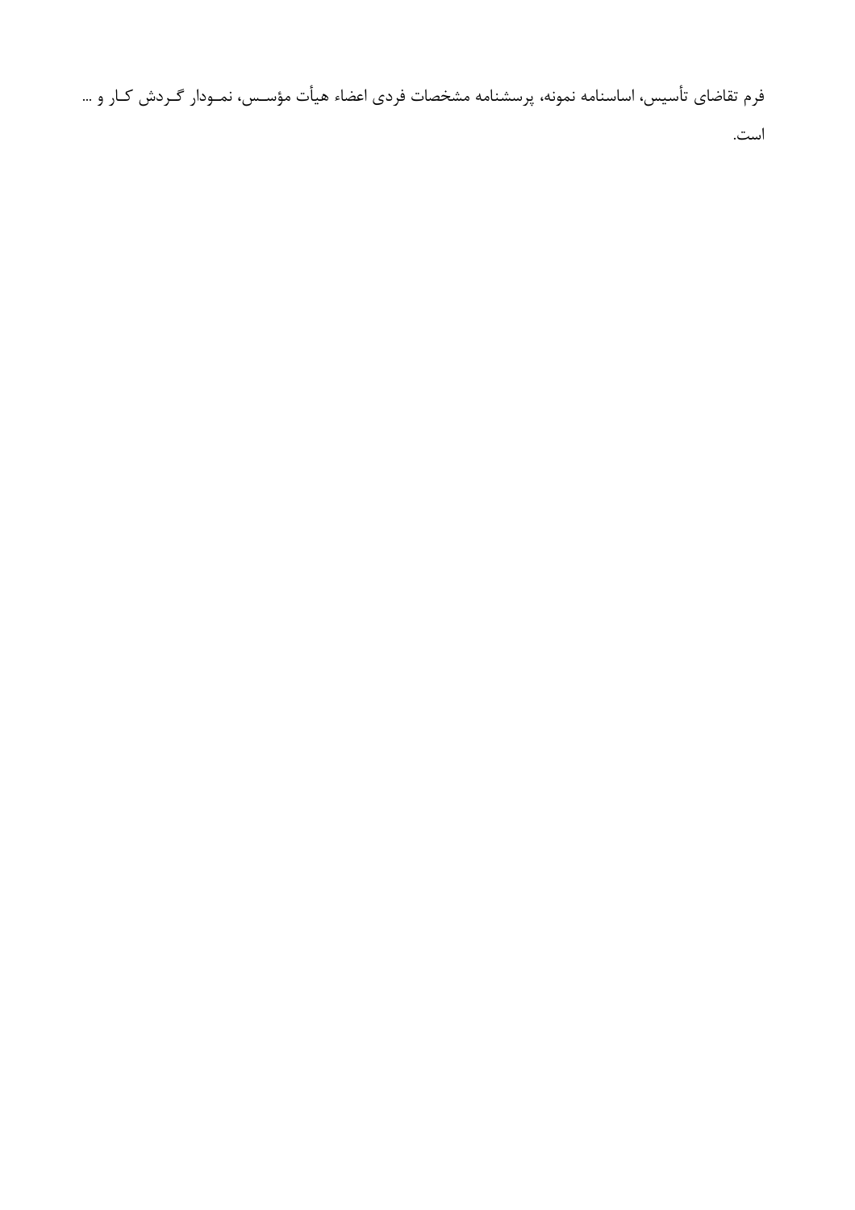فرم تقاضای تأسیس، اساسنامه نمونه، پرسشنامه مشخصات فردی اعضاء هیأت مؤسس، نمودار گردش کار و ... است.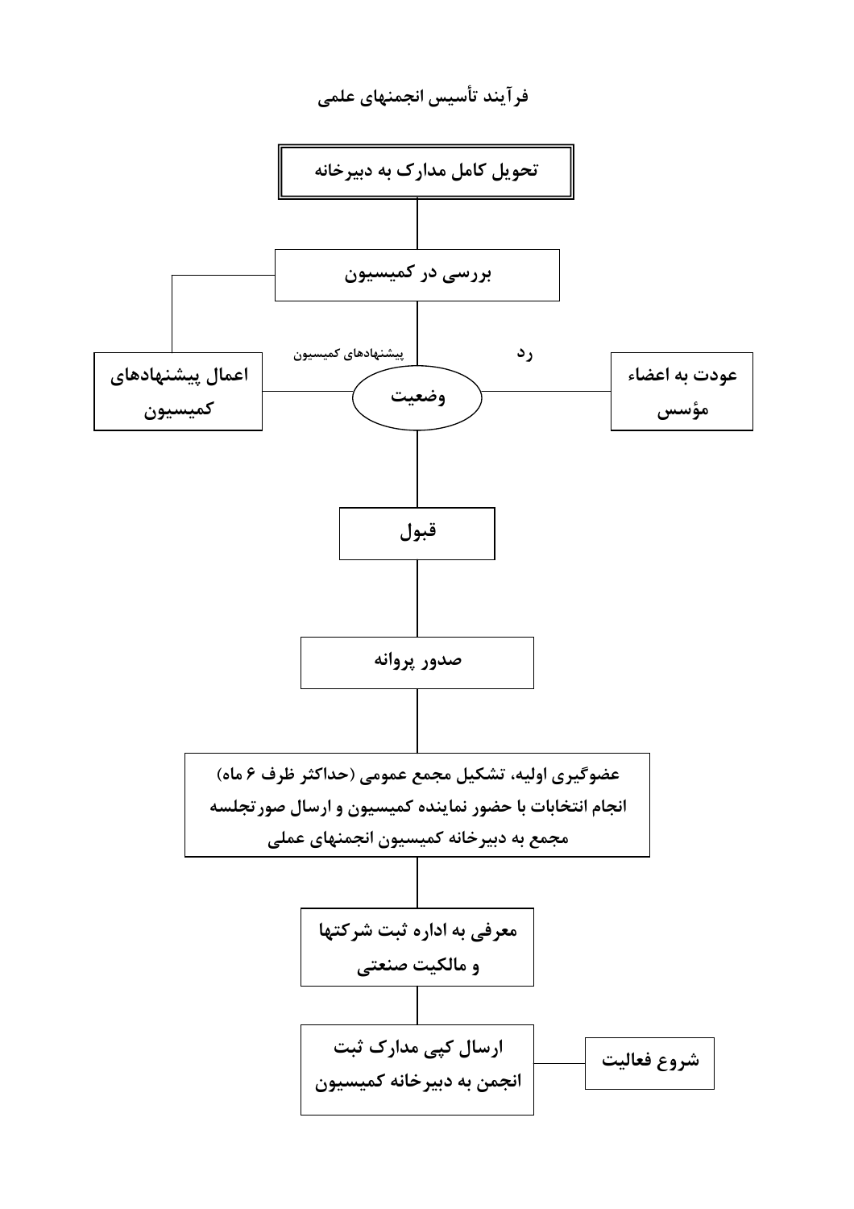# فرآیند تأسیس انجمنهای علمی

**تحویل کامل مدارک به دبیرخانه**

**بررسی در کمیسیون**

**وضعیت**

- پیشنهادهای کمیسیون ← **اعمال پیشنهادهای کمیسیون** (بازگشت به بررسی در کمیسیون)
- رد ← **عودت به اعضاء مؤسس**
- **قبول**

**صدور پروانه**

**عضوگیری اولیه، تشکیل مجمع عمومی (حداکثر ظرف ۶ ماه) انجام انتخابات با حضور نماینده کمیسیون و ارسال صورتجلسه مجمع به دبیرخانه کمیسیون انجمنهای عملی**

**معرفی به اداره ثبت شرکتها و مالکیت صنعتی**

**ارسال کپی مدارک ثبت انجمن به دبیرخانه کمیسیون** ← **شروع فعالیت**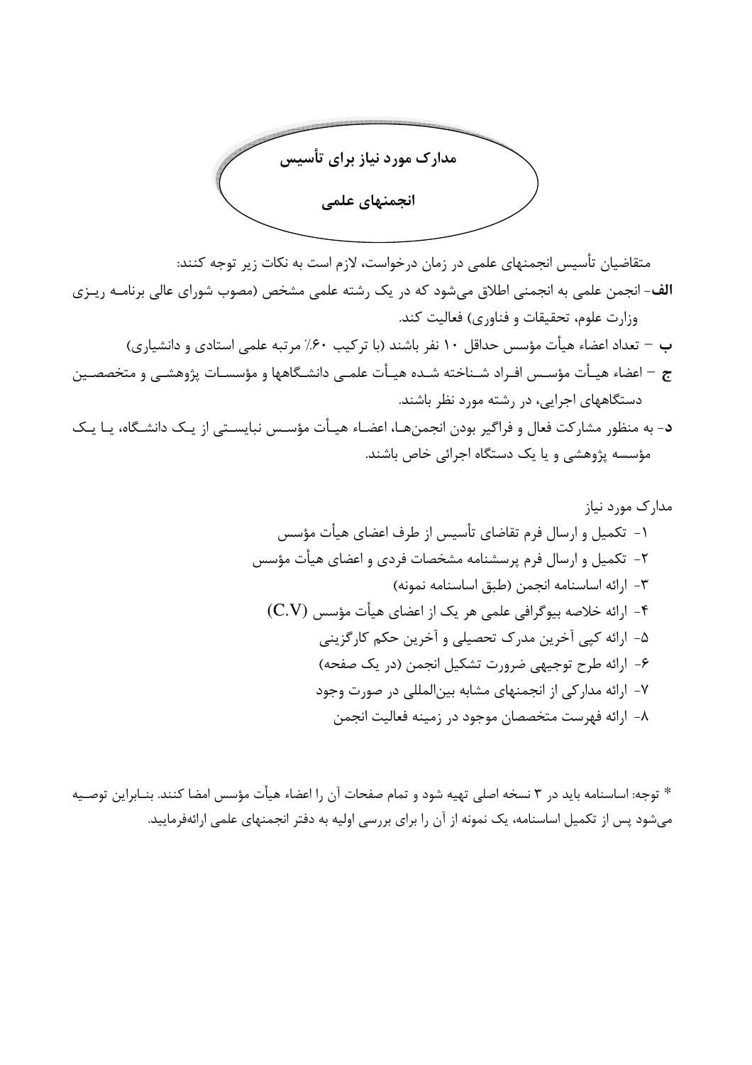# مدارک مورد نیاز برای تأسیس انجمنهای علمی

متقاضیان تأسیس انجمنهای علمی در زمان درخواست، لازم است به نکات زیر توجه کنند:

**الف**- انجمن علمی به انجمنی اطلاق می‌شود که در یک رشته علمی مشخص (مصوب شورای عالی برنامه ریزی وزارت علوم، تحقیقات و فناوری) فعالیت کند.

**ب** – تعداد اعضاء هیأت مؤسس حداقل ۱۰ نفر باشند (با ترکیب ۶۰٪ مرتبه علمی استادی و دانشیاری)

**ج** – اعضاء هیأت مؤسس افراد شناخته شده هیأت علمی دانشگاهها و مؤسسات پژوهشی و متخصصین دستگاههای اجرایی، در رشته مورد نظر باشند.

**د**- به منظور مشارکت فعال و فراگیر بودن انجمن‌ها، اعضاء هیأت مؤسس نبایستی از یک دانشگاه، یا یک مؤسسه پژوهشی و یا یک دستگاه اجرائی خاص باشند.

مدارک مورد نیاز

۱- تکمیل و ارسال فرم تقاضای تأسیس از طرف اعضای هیأت مؤسس
۲- تکمیل و ارسال فرم پرسشنامه مشخصات فردی و اعضای هیأت مؤسس
۳- ارائه اساسنامه انجمن (طبق اساسنامه نمونه)
۴- ارائه خلاصه بیوگرافی علمی هر یک از اعضای هیأت مؤسس (C.V)
۵- ارائه کپی آخرین مدرک تحصیلی و آخرین حکم کارگزینی
۶- ارائه طرح توجیهی ضرورت تشکیل انجمن (در یک صفحه)
۷- ارائه مدارکی از انجمنهای مشابه بین‌المللی در صورت وجود
۸- ارائه فهرست متخصصان موجود در زمینه فعالیت انجمن

* توجه: اساسنامه باید در ۳ نسخه اصلی تهیه شود و تمام صفحات آن را اعضاء هیأت مؤسس امضا کنند. بنابراین توصیه می‌شود پس از تکمیل اساسنامه، یک نمونه از آن را برای بررسی اولیه به دفتر انجمنهای علمی ارائه‌فرمایید.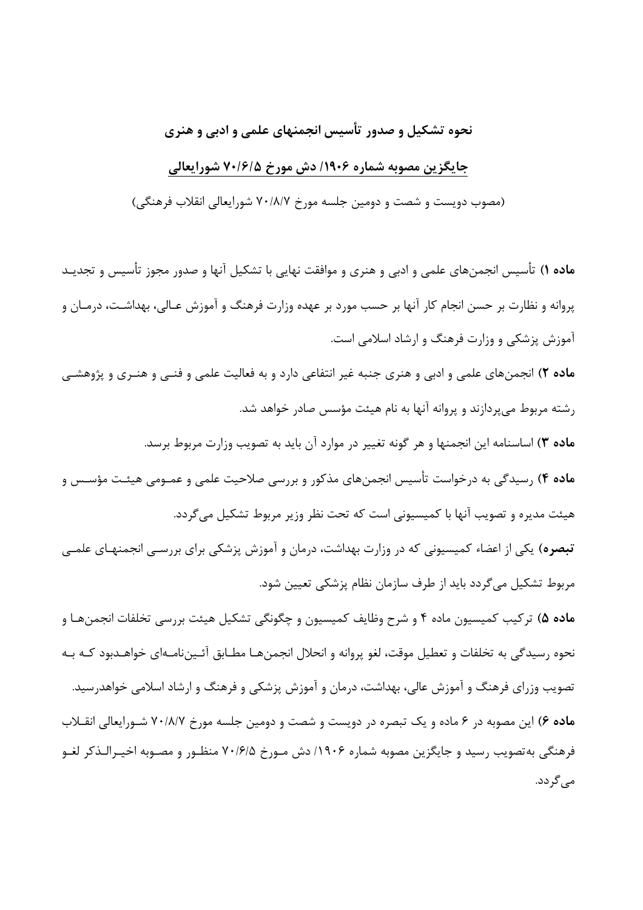## نحوه تشکیل و صدور تأسیس انجمنهای علمی و ادبی و هنری

## جایگزین مصوبه شماره ۱۹۰۶/ دش مورخ ۷۰/۶/۵ شورایعالی

(مصوب دویست و شصت و دومین جلسه مورخ ۷۰/۸/۷ شورایعالی انقلاب فرهنگی)

**ماده ۱)** تأسیس انجمن‌های علمی و ادبی و هنری و موافقت نهایی با تشکیل آنها و صدور مجوز تأسیس و تجدید پروانه و نظارت بر حسن انجام کار آنها بر حسب مورد بر عهده وزارت فرهنگ و آموزش عالی، بهداشت، درمان و آموزش پزشکی و وزارت فرهنگ و ارشاد اسلامی است.

**ماده ۲)** انجمن‌های علمی و ادبی و هنری جنبه غیر انتفاعی دارد و به فعالیت علمی و فنی و هنری و پژوهشی رشته مربوط می‌پردازند و پروانه آنها به نام هیئت مؤسس صادر خواهد شد.

**ماده ۳)** اساسنامه این انجمنها و هر گونه تغییر در موارد آن باید به تصویب وزارت مربوط برسد.

**ماده ۴)** رسیدگی به درخواست تأسیس انجمن‌های مذکور و بررسی صلاحیت علمی و عمومی هیئت مؤسس و هیئت مدیره و تصویب آنها با کمیسیونی است که تحت نظر وزیر مربوط تشکیل می‌گردد.

**تبصره)** یکی از اعضاء کمیسیونی که در وزارت بهداشت، درمان و آموزش پزشکی برای بررسی انجمنهای علمی مربوط تشکیل می‌گردد باید از طرف سازمان نظام پزشکی تعیین شود.

**ماده ۵)** ترکیب کمیسیون ماده ۴ و شرح وظایف کمیسیون و چگونگی تشکیل هیئت بررسی تخلفات انجمن‌ها و نحوه رسیدگی به تخلفات و تعطیل موقت، لغو پروانه و انحلال انجمن‌ها مطابق آئین‌نامه‌ای خواهدبود که به تصویب وزرای فرهنگ و آموزش عالی، بهداشت، درمان و آموزش پزشکی و فرهنگ و ارشاد اسلامی خواهدرسید.

**ماده ۶)** این مصوبه در ۶ ماده و یک تبصره در دویست و شصت و دومین جلسه مورخ ۷۰/۸/۷ شورایعالی انقلاب فرهنگی به‌تصویب رسید و جایگزین مصوبه شماره ۱۹۰۶/ دش مورخ ۷۰/۶/۵ منظور و مصوبه اخیرالذکر لغو می‌گردد.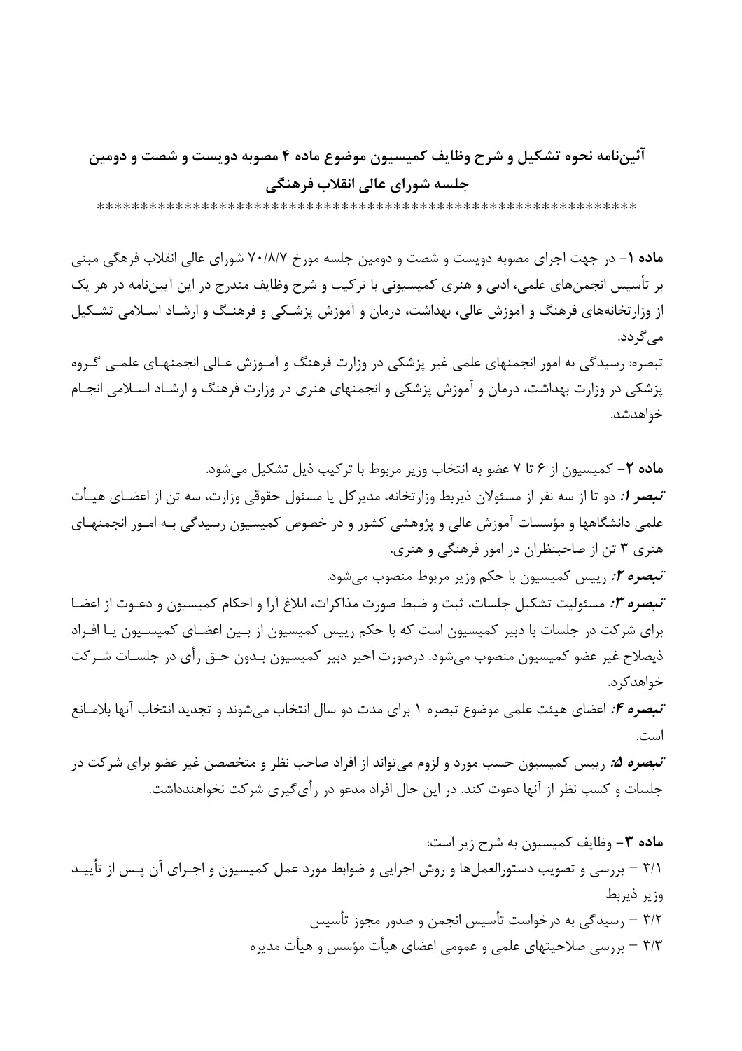## آئین‌نامه نحوه تشکیل و شرح وظایف کمیسیون موضوع ماده ۴ مصوبه دویست و شصت و دومین جلسه شورای عالی انقلاب فرهنگی

************************************************************

**ماده ۱-** در جهت اجرای مصوبه دویست و شصت و دومین جلسه مورخ ۷۰/۸/۷ شورای عالی انقلاب فرهگی مبنی بر تأسیس انجمن‌های علمی، ادبی و هنری کمیسیونی با ترکیب و شرح وظایف مندرج در این آیین‌نامه در هر یک از وزارتخانه‌های فرهنگ و آموزش عالی، بهداشت، درمان و آموزش پزشکی و فرهنگ و ارشاد اسلامی تشکیل می‌گردد.

تبصره: رسیدگی به امور انجمنهای علمی غیر پزشکی در وزارت فرهنگ و آموزش عالی انجمنهای علمی گروه پزشکی در وزارت بهداشت، درمان و آموزش پزشکی و انجمنهای هنری در وزارت فرهنگ و ارشاد اسلامی انجام خواهدشد.

**ماده ۲-** کمیسیون از ۶ تا ۷ عضو به انتخاب وزیر مربوط با ترکیب ذیل تشکیل می‌شود.

***تبصر ا:*** دو تا از سه نفر از مسئولان ذیربط وزارتخانه، مدیرکل یا مسئول حقوقی وزارت، سه تن از اعضای هیأت علمی دانشگاهها و مؤسسات آموزش عالی و پژوهشی کشور و در خصوص کمیسیون رسیدگی به امور انجمنهای هنری ۳ تن از صاحبنظران در امور فرهنگی و هنری.

***تبصره ۲:*** رییس کمیسیون با حکم وزیر مربوط منصوب می‌شود.

***تبصره ۳:*** مسئولیت تشکیل جلسات، ثبت و ضبط صورت مذاکرات، ابلاغ آرا و احکام کمیسیون و دعوت از اعضا برای شرکت در جلسات با دبیر کمیسیون است که با حکم رییس کمیسیون از بین اعضای کمیسیون یا افراد ذیصلاح غیر عضو کمیسیون منصوب می‌شود. درصورت اخیر دبیر کمیسیون بدون حق رأی در جلسات شرکت خواهدکرد.

***تبصره ۴:*** اعضای هیئت علمی موضوع تبصره ۱ برای مدت دو سال انتخاب می‌شوند و تجدید انتخاب آنها بلامانع است.

***تبصره ۵:*** رییس کمیسیون حسب مورد و لزوم می‌تواند از افراد صاحب نظر و متخصصن غیر عضو برای شرکت در جلسات و کسب نظر از آنها دعوت کند. در این حال افراد مدعو در رأی‌گیری شرکت نخواهندداشت.

**ماده ۳-** وظایف کمیسیون به شرح زیر است:

۳/۱ – بررسی و تصویب دستورالعمل‌ها و روش اجرایی و ضوابط مورد عمل کمیسیون و اجرای آن پس از تأیید وزیر ذیربط

۳/۲ – رسیدگی به درخواست تأسیس انجمن و صدور مجوز تأسیس

۳/۳ – بررسی صلاحیتهای علمی و عمومی اعضای هیأت مؤسس و هیأت مدیره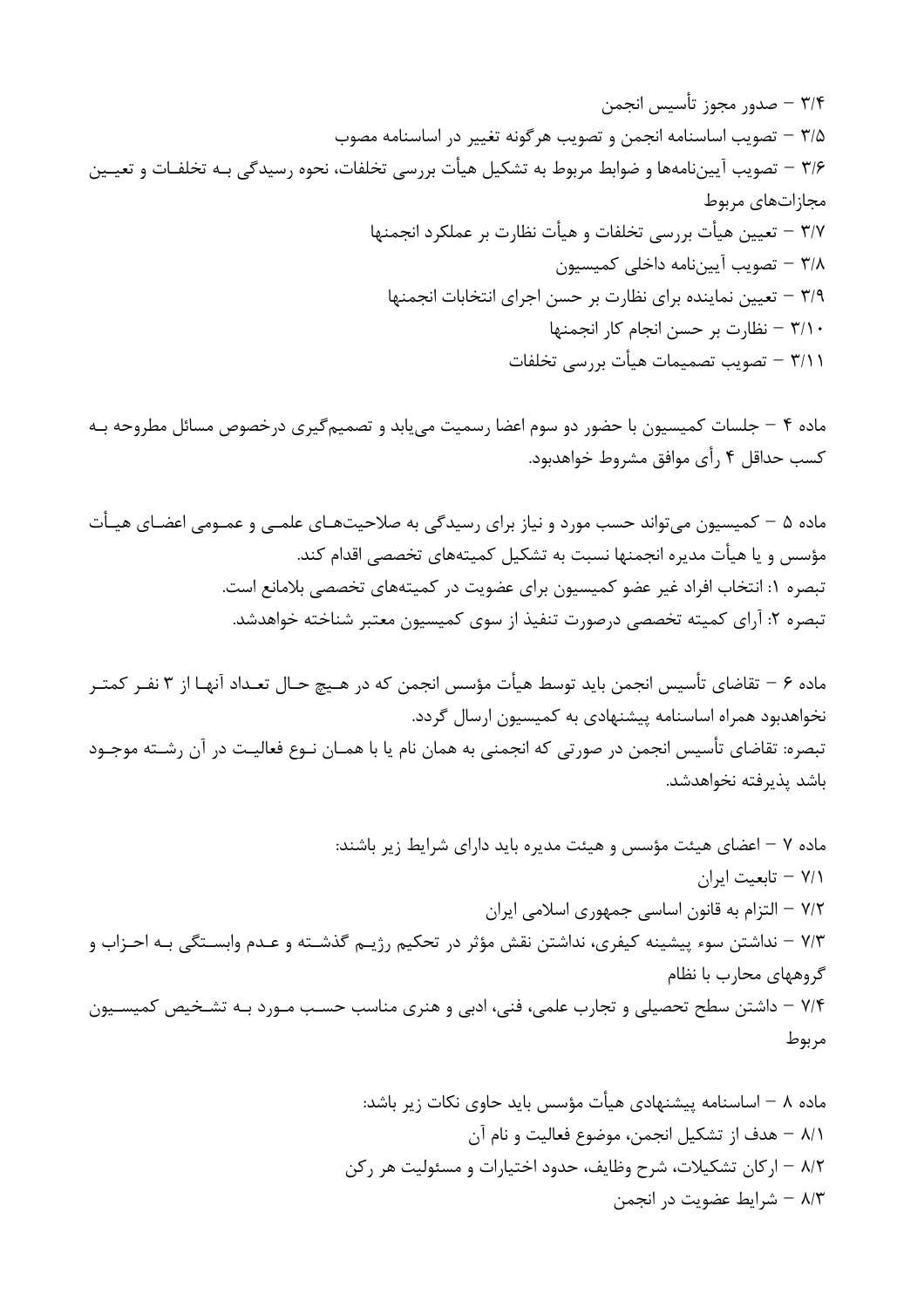۳/۴ – صدور مجوز تأسیس انجمن

۳/۵ – تصویب اساسنامه انجمن و تصویب هرگونه تغییر در اساسنامه مصوب

۳/۶ – تصویب آیین‌نامه‌ها و ضوابط مربوط به تشکیل هیأت بررسی تخلفات، نحوه رسیدگی به تخلفات و تعیین مجازات‌های مربوط

۳/۷ – تعیین هیأت بررسی تخلفات و هیأت نظارت بر عملکرد انجمنها

۳/۸ – تصویب آیین‌نامه داخلی کمیسیون

۳/۹ – تعیین نماینده برای نظارت بر حسن اجرای انتخابات انجمنها

۳/۱۰ – نظارت بر حسن انجام کار انجمنها

۳/۱۱ – تصویب تصمیمات هیأت بررسی تخلفات

ماده ۴ – جلسات کمیسیون با حضور دو سوم اعضا رسمیت می‌یابد و تصمیم‌گیری درخصوص مسائل مطروحه به کسب حداقل ۴ رأی موافق مشروط خواهدبود.

ماده ۵ – کمیسیون می‌تواند حسب مورد و نیاز برای رسیدگی به صلاحیت‌های علمی و عمومی اعضای هیأت مؤسس و یا هیأت مدیره انجمنها نسبت به تشکیل کمیته‌های تخصصی اقدام کند.

تبصره ۱: انتخاب افراد غیر عضو کمیسیون برای عضویت در کمیته‌های تخصصی بلامانع است.

تبصره ۲: آرای کمیته تخصصی درصورت تنفیذ از سوی کمیسیون معتبر شناخته خواهدشد.

ماده ۶ – تقاضای تأسیس انجمن باید توسط هیأت مؤسس انجمن که در هیچ حال تعداد آنها از ۳ نفر کمتر نخواهدبود همراه اساسنامه پیشنهادی به کمیسیون ارسال گردد.

تبصره: تقاضای تأسیس انجمن در صورتی که انجمنی به همان نام یا با همان نوع فعالیت در آن رشته موجود باشد پذیرفته نخواهدشد.

ماده ۷ – اعضای هیئت مؤسس و هیئت مدیره باید دارای شرایط زیر باشند:

۷/۱ – تابعیت ایران

۷/۲ – التزام به قانون اساسی جمهوری اسلامی ایران

۷/۳ – نداشتن سوء پیشینه کیفری، نداشتن نقش مؤثر در تحکیم رژیم گذشته و عدم وابستگی به احزاب و گروههای محارب با نظام

۷/۴ – داشتن سطح تحصیلی و تجارب علمی، فنی، ادبی و هنری مناسب حسب مورد به تشخیص کمیسیون مربوط

ماده ۸ – اساسنامه پیشنهادی هیأت مؤسس باید حاوی نکات زیر باشد:

۸/۱ – هدف از تشکیل انجمن، موضوع فعالیت و نام آن

۸/۲ – ارکان تشکیلات، شرح وظایف، حدود اختیارات و مسئولیت هر رکن

۸/۳ – شرایط عضویت در انجمن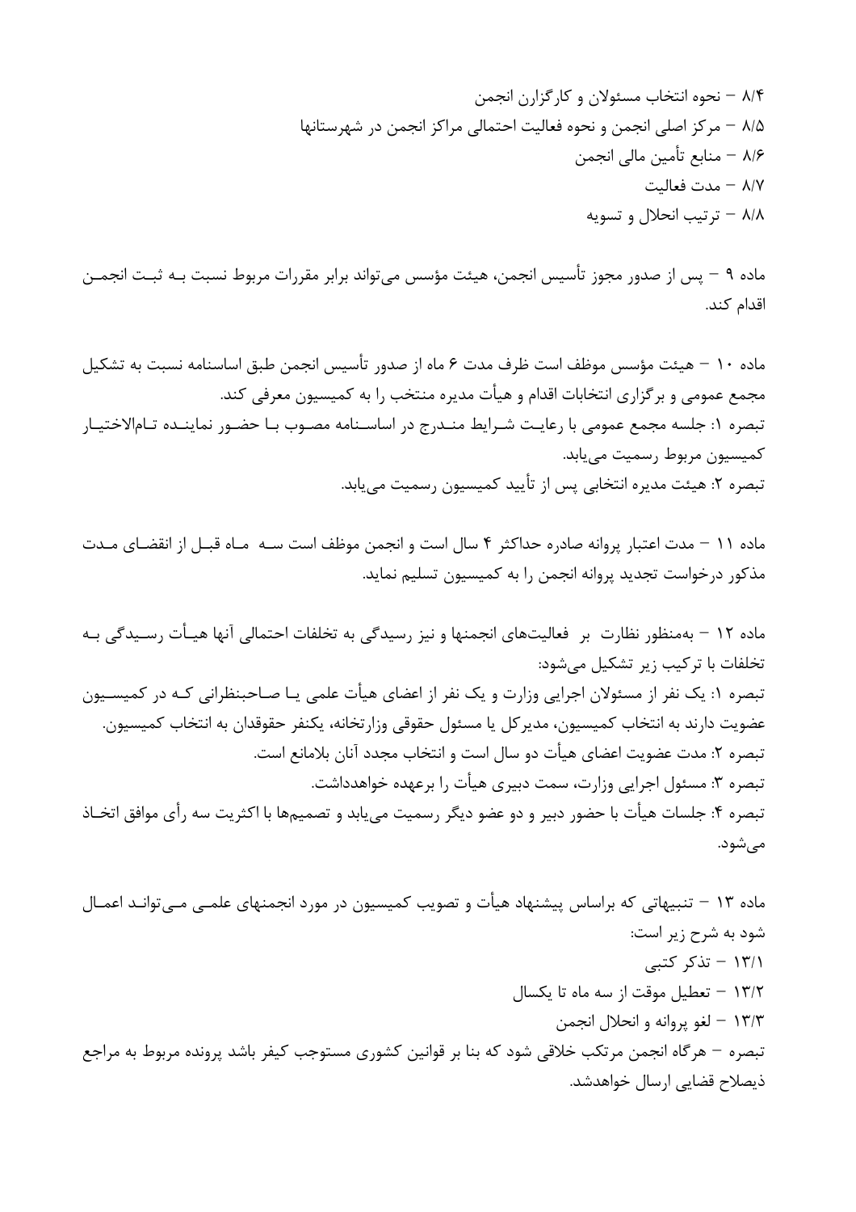۸/۴ – نحوه انتخاب مسئولان و کارگزارن انجمن

۸/۵ – مرکز اصلی انجمن و نحوه فعالیت احتمالی مراکز انجمن در شهرستانها

۸/۶ – منابع تأمین مالی انجمن

۸/۷ – مدت فعالیت

۸/۸ – ترتیب انحلال و تسویه

ماده ۹ – پس از صدور مجوز تأسیس انجمن، هیئت مؤسس می‌تواند برابر مقررات مربوط نسبت به ثبت انجمن اقدام کند.

ماده ۱۰ – هیئت مؤسس موظف است ظرف مدت ۶ ماه از صدور تأسیس انجمن طبق اساسنامه نسبت به تشکیل مجمع عمومی و برگزاری انتخابات اقدام و هیأت مدیره منتخب را به کمیسیون معرفی کند.

تبصره ۱: جلسه مجمع عمومی با رعایت شرایط مندرج در اساسنامه مصوب با حضور نماینده تام‌الاختیار کمیسیون مربوط رسمیت می‌یابد.

تبصره ۲: هیئت مدیره انتخابی پس از تأیید کمیسیون رسمیت می‌یابد.

ماده ۱۱ – مدت اعتبار پروانه صادره حداکثر ۴ سال است و انجمن موظف است سه ماه قبل از انقضای مدت مذکور درخواست تجدید پروانه انجمن را به کمیسیون تسلیم نماید.

ماده ۱۲ – به‌منظور نظارت بر فعالیت‌های انجمنها و نیز رسیدگی به تخلفات احتمالی آنها هیأت رسیدگی به تخلفات با ترکیب زیر تشکیل می‌شود:

تبصره ۱: یک نفر از مسئولان اجرایی وزارت و یک نفر از اعضای هیأت علمی یا صاحبنظرانی که در کمیسیون عضویت دارند به انتخاب کمیسیون، مدیرکل یا مسئول حقوقی وزارتخانه، یکنفر حقوقدان به انتخاب کمیسیون.

تبصره ۲: مدت عضویت اعضای هیأت دو سال است و انتخاب مجدد آنان بلامانع است.

تبصره ۳: مسئول اجرایی وزارت، سمت دبیری هیأت را برعهده خواهدداشت.

تبصره ۴: جلسات هیأت با حضور دبیر و دو عضو دیگر رسمیت می‌یابد و تصمیم‌ها با اکثریت سه رأی موافق اتخاذ می‌شود.

ماده ۱۳ – تنبیهاتی که براساس پیشنهاد هیأت و تصویب کمیسیون در مورد انجمنهای علمی می‌تواند اعمال شود به شرح زیر است:

۱۳/۱ – تذکر کتبی

۱۳/۲ – تعطیل موقت از سه ماه تا یکسال

۱۳/۳ – لغو پروانه و انحلال انجمن

تبصره – هرگاه انجمن مرتکب خلاقی شود که بنا بر قوانین کشوری مستوجب کیفر باشد پرونده مربوط به مراجع ذیصلاح قضایی ارسال خواهدشد.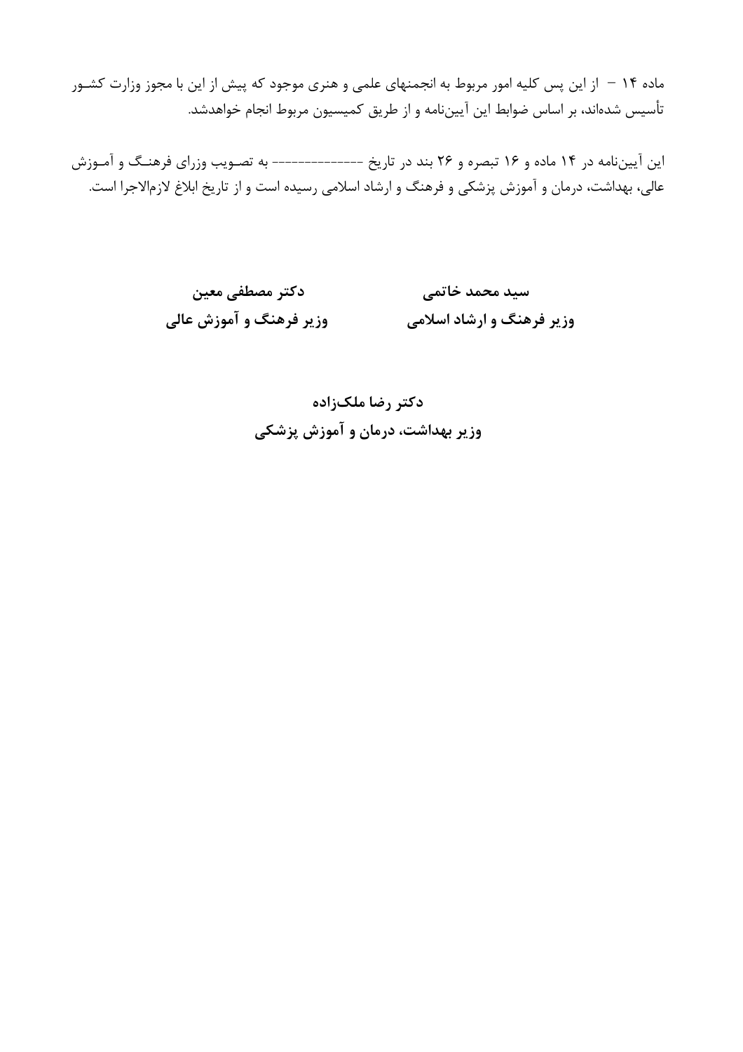ماده ۱۴ – از این پس کلیه امور مربوط به انجمنهای علمی و هنری موجود که پیش از این با مجوز وزارت کشور تأسیس شده‌اند، بر اساس ضوابط این آیین‌نامه و از طریق کمیسیون مربوط انجام خواهدشد.

این آیین‌نامه در ۱۴ ماده و ۱۶ تبصره و ۲۶ بند در تاریخ -------------- به تصویب وزرای فرهنگ و آموزش عالی، بهداشت، درمان و آموزش پزشکی و فرهنگ و ارشاد اسلامی رسیده است و از تاریخ ابلاغ لازم‌الاجرا است.

**سید محمد خاتمی**
**وزیر فرهنگ و ارشاد اسلامی**

**دکتر مصطفی معین**
**وزیر فرهنگ و آموزش عالی**

**دکتر رضا ملک‌زاده**
**وزیر بهداشت، درمان و آموزش پزشکی**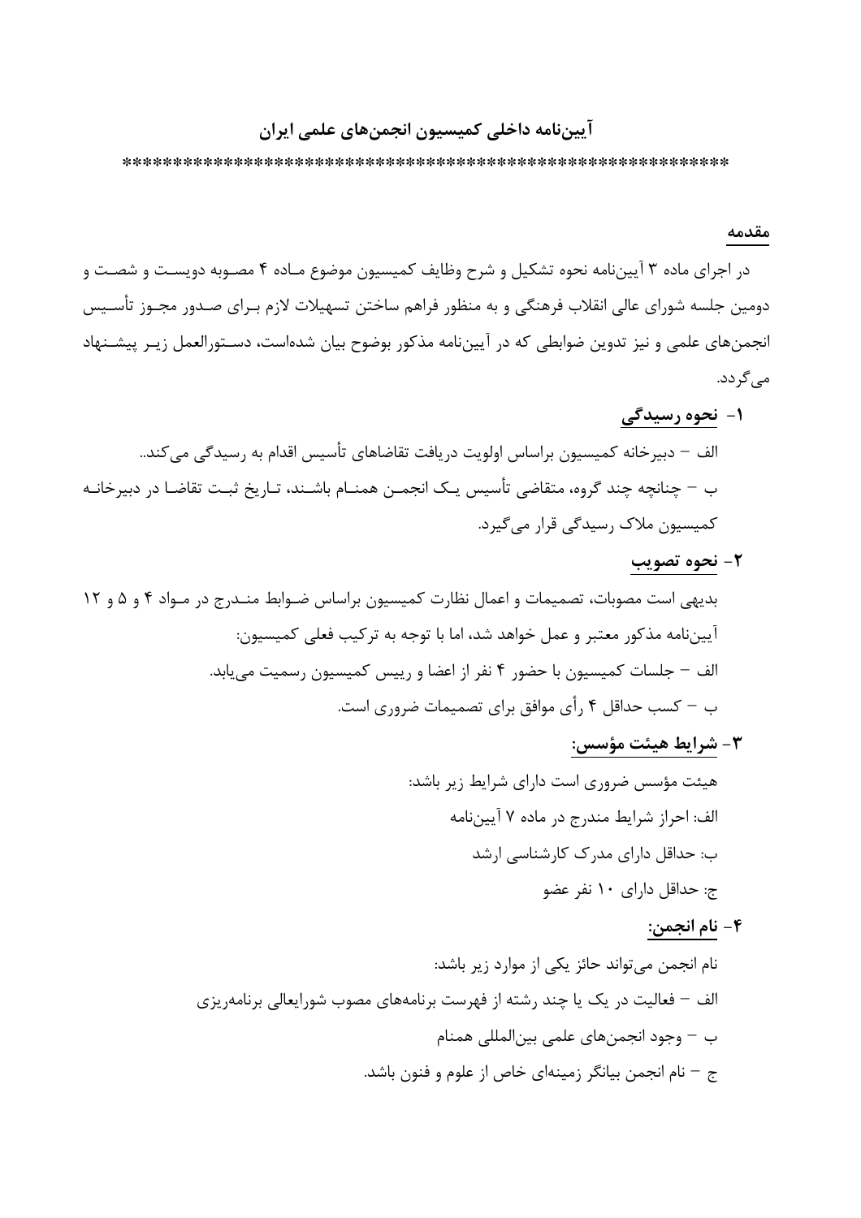## آیین‌نامه داخلی کمیسیون انجمن‌های علمی ایران

*************************************************************

**مقدمه**

در اجرای ماده ۳ آیین‌نامه نحوه تشکیل و شرح وظایف کمیسیون موضوع مـاده ۴ مصـوبه دویسـت و شصـت و دومین جلسه شورای عالی انقلاب فرهنگی و به منظور فراهم ساختن تسهیلات لازم بـرای صـدور مجـوز تأسـیس انجمن‌های علمی و نیز تدوین ضوابطی که در آیین‌نامه مذکور بوضوح بیان شده‌است، دسـتورالعمل زیـر پیشـنهاد می‌گردد.

### ۱- نحوه رسیدگی

الف – دبیرخانه کمیسیون براساس اولویت دریافت تقاضاهای تأسیس اقدام به رسیدگی می‌کند..

ب – چنانچه چند گروه، متقاضی تأسیس یـک انجمـن همنـام باشـند، تـاریخ ثبـت تقاضـا در دبیرخانـه کمیسیون ملاک رسیدگی قرار می‌گیرد.

### ۲- نحوه تصویب

بدیهی است مصوبات، تصمیمات و اعمال نظارت کمیسیون براساس ضـوابط منـدرج در مـواد ۴ و ۵ و ۱۲ آیین‌نامه مذکور معتبر و عمل خواهد شد، اما با توجه به ترکیب فعلی کمیسیون:

الف – جلسات کمیسیون با حضور ۴ نفر از اعضا و رییس کمیسیون رسمیت می‌یابد.

ب – کسب حداقل ۴ رأی موافق برای تصمیمات ضروری است.

### ۳- شرایط هیئت مؤسس:

هیئت مؤسس ضروری است دارای شرایط زیر باشد:

الف: احراز شرایط مندرج در ماده ۷ آیین‌نامه

ب: حداقل دارای مدرک کارشناسی ارشد

ج: حداقل دارای ۱۰ نفر عضو

### ۴- نام انجمن:

نام انجمن می‌تواند حائز یکی از موارد زیر باشد:

الف – فعالیت در یک یا چند رشته از فهرست برنامه‌های مصوب شورایعالی برنامه‌ریزی

ب – وجود انجمن‌های علمی بین‌المللی همنام

ج – نام انجمن بیانگر زمینه‌ای خاص از علوم و فنون باشد.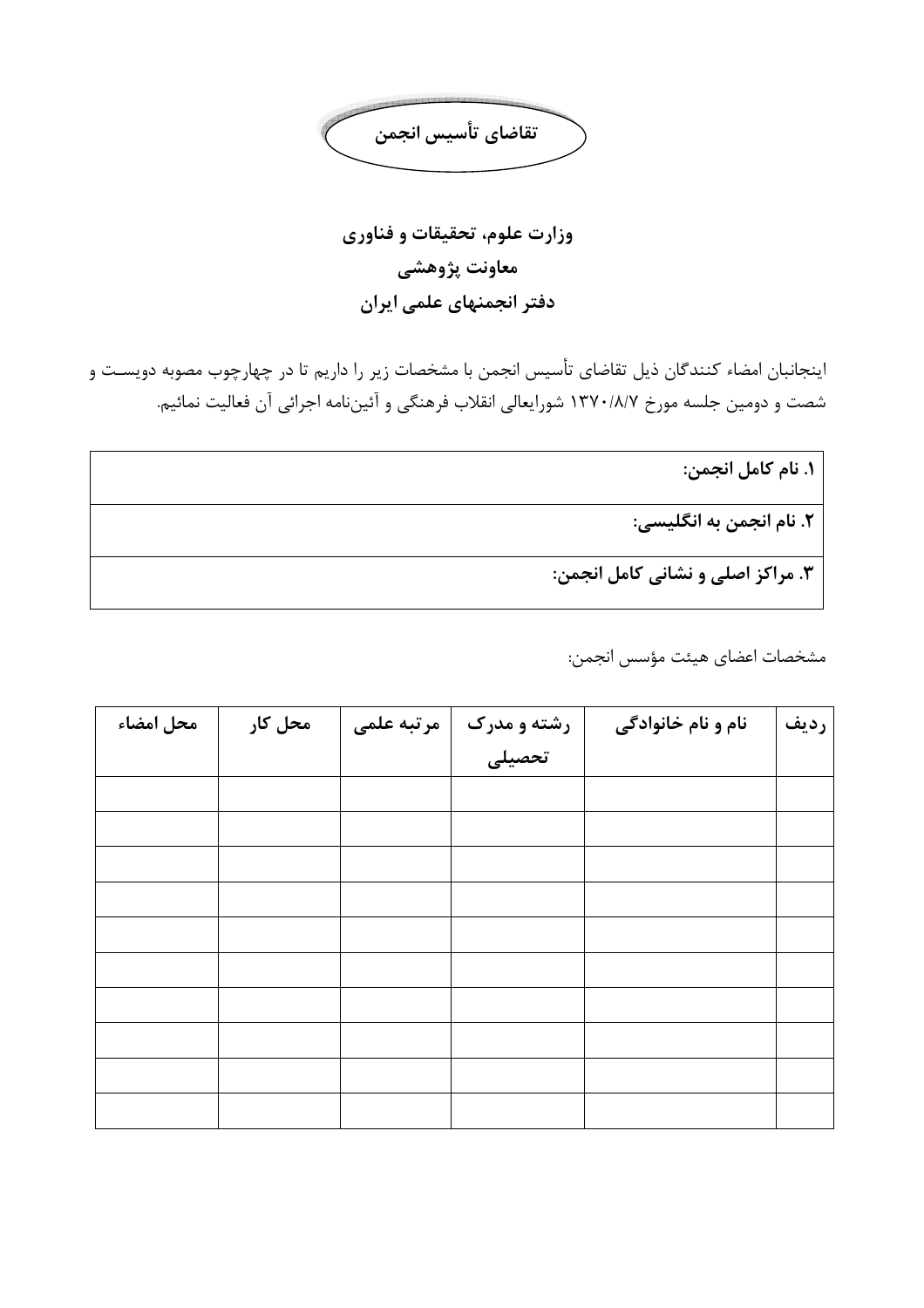**تقاضای تأسیس انجمن**

**وزارت علوم، تحقیقات و فناوری**

**معاونت پژوهشی**

**دفتر انجمنهای علمی ایران**

اینجانبان امضاء کنندگان ذیل تقاضای تأسیس انجمن با مشخصات زیر را داریم تا در چهارچوب مصوبه دویست و شصت و دومین جلسه مورخ ۱۳۷۰/۸/۷ شورایعالی انقلاب فرهنگی و آئین‌نامه اجرائی آن فعالیت نمائیم.

| |
|---|
| **۱. نام کامل انجمن:** |
| **۲. نام انجمن به انگلیسی:** |
| **۳. مراکز اصلی و نشانی کامل انجمن:** |

مشخصات اعضای هیئت مؤسس انجمن:

| ردیف | نام و نام خانوادگی | رشته و مدرک تحصیلی | مرتبه علمی | محل کار | محل امضاء |
|---|---|---|---|---|---|
| | | | | | |
| | | | | | |
| | | | | | |
| | | | | | |
| | | | | | |
| | | | | | |
| | | | | | |
| | | | | | |
| | | | | | |
| | | | | | |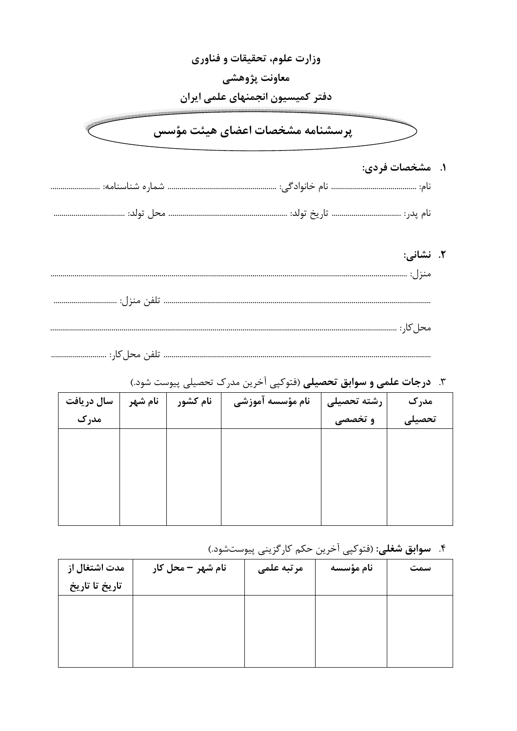**وزارت علوم، تحقیقات و فناوری**

**معاونت پژوهشی**

**دفتر کمیسیون انجمنهای علمی ایران**

# پرسشنامه مشخصات اعضای هیئت مؤسس

**۱. مشخصات فردی:**

نام: ........................................... نام خانوادگی: ....................................................... شماره شناسنامه: .........................

نام پدر: .................................. تاریخ تولد: .......................................................... محل تولد: ...................................

**۲. نشانی:**

منزل: ..........................................................................................................................................................................

................................................................................................................................................. تلفن منزل: ...............................

محل‌کار: ......................................................................................................................................................................

.................................................................................................................................................. تلفن محل‌کار: ...........................

۳. **درجات علمی و سوابق تحصیلی** (فتوکپی آخرین مدرک تحصیلی پیوست شود.)

| مدرک تحصیلی | رشته تحصیلی و تخصصی | نام مؤسسه آموزشی | نام کشور | نام شهر | سال دریافت مدرک |
|---|---|---|---|---|---|
| | | | | | |

۴. **سوابق شغلی:** (فتوکپی آخرین حکم کارگزینی پیوست‌شود.)

| سمت | نام مؤسسه | مرتبه علمی | نام شهر – محل کار | مدت اشتغال از تاریخ تا تاریخ |
|---|---|---|---|---|
| | | | | |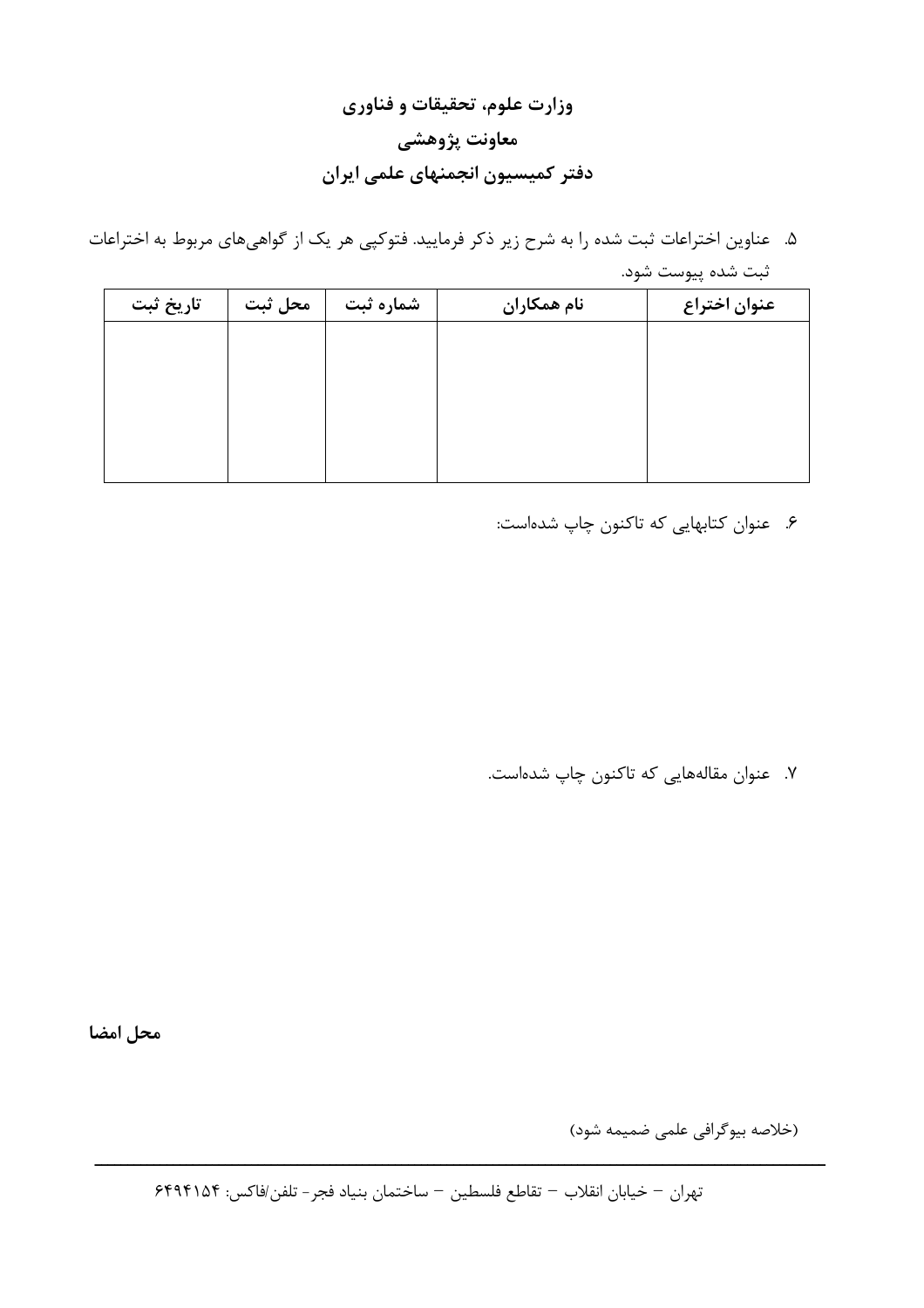**وزارت علوم، تحقیقات و فناوری**

**معاونت پژوهشی**

**دفتر کمیسیون انجمنهای علمی ایران**

۵. عناوین اختراعات ثبت شده را به شرح زیر ذکر فرمایید. فتوکپی هر یک از گواهی‌های مربوط به اختراعات ثبت شده پیوست شود.

| عنوان اختراع | نام همکاران | شماره ثبت | محل ثبت | تاریخ ثبت |
|---|---|---|---|---|
| | | | | |

۶. عنوان کتابهایی که تاکنون چاپ شده‌است:

۷. عنوان مقاله‌هایی که تاکنون چاپ شده‌است.

**محل امضا**

(خلاصه بیوگرافی علمی ضمیمه شود)

---

تهران – خیابان انقلاب – تقاطع فلسطین – ساختمان بنیاد فجر- تلفن/فاکس: ۶۴۹۴۱۵۴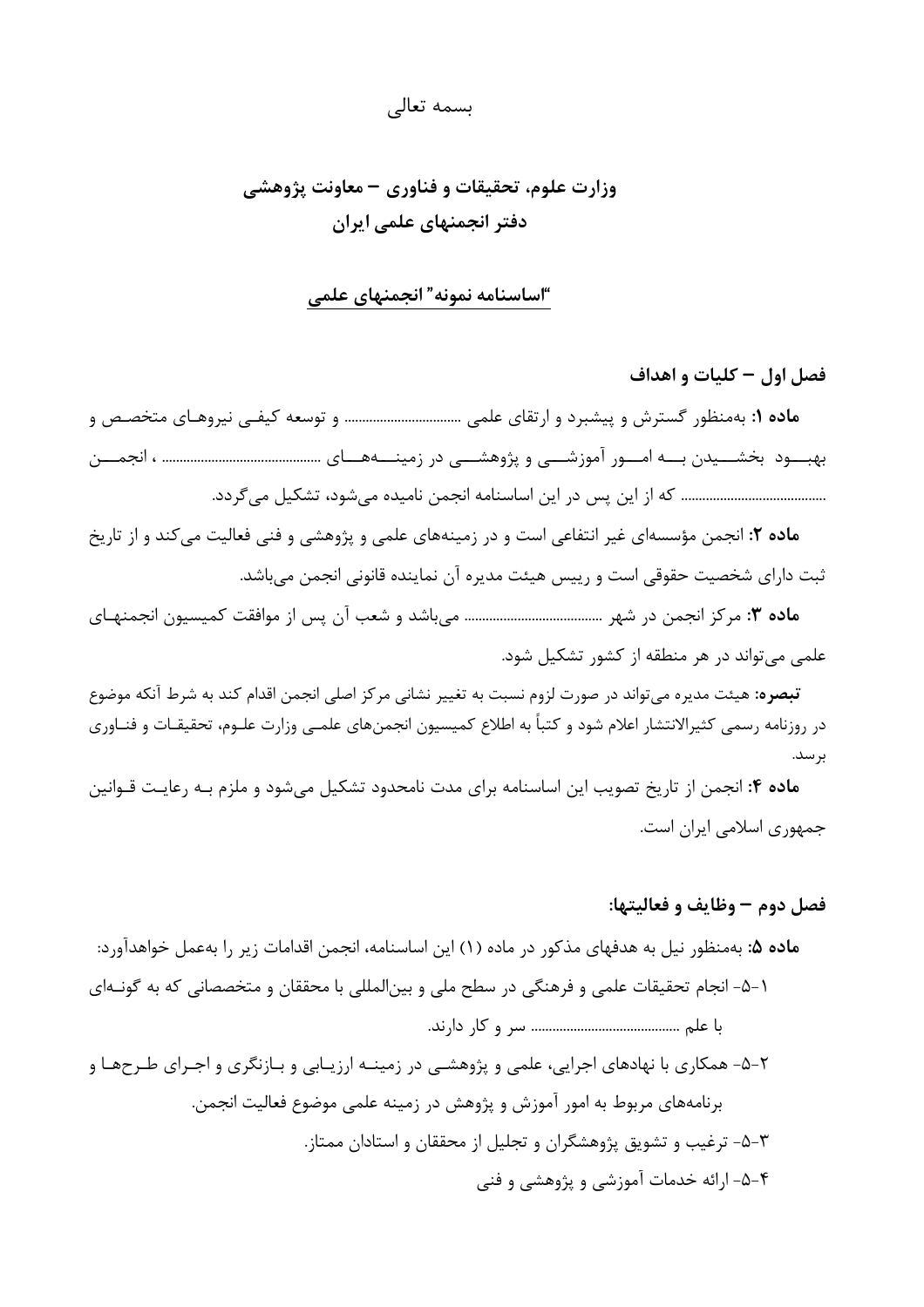بسمه تعالی

## وزارت علوم، تحقیقات و فناوری – معاونت پژوهشی
## دفتر انجمنهای علمی ایران

### "اساسنامه نمونه" انجمنهای علمی

### فصل اول – کلیات و اهداف

**ماده ۱:** به‌منظور گسترش و پیشبرد و ارتقای علمی ................................ و توسعه کیفی نیروهای متخصص و بهبود بخشیدن به امور آموزشی و پژوهشی در زمینه‌های ............................................ ، انجمن ........................................ که از این پس در این اساسنامه انجمن نامیده می‌شود، تشکیل می‌گردد.

**ماده ۲:** انجمن مؤسسه‌ای غیر انتفاعی است و در زمینه‌های علمی و پژوهشی و فنی فعالیت می‌کند و از تاریخ ثبت دارای شخصیت حقوقی است و رییس هیئت مدیره آن نماینده قانونی انجمن می‌باشد.

**ماده ۳:** مرکز انجمن در شهر ...................................... می‌باشد و شعب آن پس از موافقت کمیسیون انجمنهای علمی می‌تواند در هر منطقه از کشور تشکیل شود.

***تبصره:*** هیئت مدیره می‌تواند در صورت لزوم نسبت به تغییر نشانی مرکز اصلی انجمن اقدام کند به شرط آنکه موضوع در روزنامه رسمی کثیرالانتشار اعلام شود و کتباً به اطلاع کمیسیون انجمن‌های علمی وزارت علوم، تحقیقات و فناوری برسد.

**ماده ۴:** انجمن از تاریخ تصویب این اساسنامه برای مدت نامحدود تشکیل می‌شود و ملزم به رعایت قوانین جمهوری اسلامی ایران است.

### فصل دوم – وظایف و فعالیتها:

**ماده ۵:** به‌منظور نیل به هدفهای مذکور در ماده (۱) این اساسنامه، انجمن اقدامات زیر را به‌عمل خواهدآورد:

۵-۱- انجام تحقیقات علمی و فرهنگی در سطح ملی و بین‌المللی با محققان و متخصصانی که به گونه‌ای با علم ........................................ سر و کار دارند.

۵-۲- همکاری با نهادهای اجرایی، علمی و پژوهشی در زمینه ارزیابی و بازنگری و اجرای طرحها و برنامه‌های مربوط به امور آموزش و پژوهش در زمینه علمی موضوع فعالیت انجمن.

۵-۳- ترغیب و تشویق پژوهشگران و تجلیل از محققان و استادان ممتاز.

۵-۴- ارائه خدمات آموزشی و پژوهشی و فنی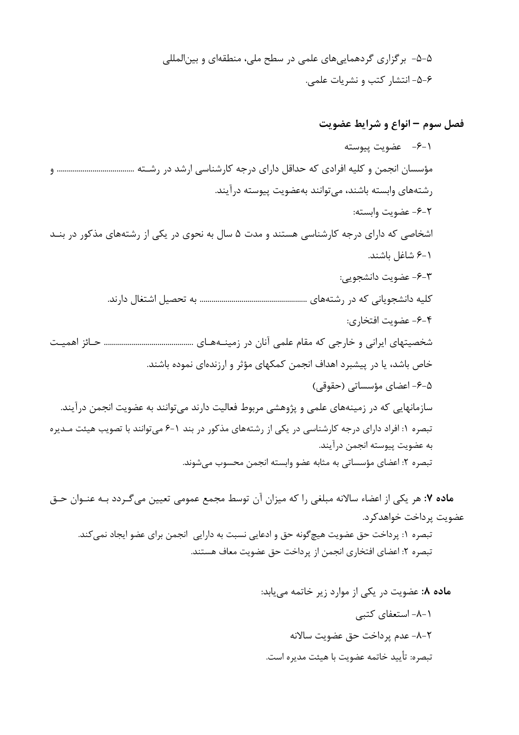۵-۵- برگزاری گردهمایی‌های علمی در سطح ملی، منطقه‌ای و بین‌المللی

۶-۵- انتشار کتب و نشریات علمی.

## فصل سوم – انواع و شرایط عضویت

۱-۶- عضویت پیوسته

مؤسسان انجمن و کلیه افرادی که حداقل دارای درجه کارشناسی ارشد در رشته ...................................... و رشته‌های وابسته باشند، می‌توانند به‌عضویت پیوسته درآیند.

۲-۶- عضویت وابسته:

اشخاصی که دارای درجه کارشناسی هستند و مدت ۵ سال به نحوی در یکی از رشته‌های مذکور در بند ۱-۶ شاغل باشند.

۳-۶- عضویت دانشجویی:

کلیه دانشجویانی که در رشته‌های .................................................... به تحصیل اشتغال دارند.

۴-۶- عضویت افتخاری:

شخصیتهای ایرانی و خارجی که مقام علمی آنان در زمینه‌های ............................................ حائز اهمیت خاص باشد، یا در پیشبرد اهداف انجمن کمکهای مؤثر و ارزنده‌ای نموده باشند.

۵-۶- اعضای مؤسساتی (حقوقی)

سازمانهایی که در زمینه‌های علمی و پژوهشی مربوط فعالیت دارند می‌توانند به عضویت انجمن درآیند.

تبصره ۱: افراد دارای درجه کارشناسی در یکی از رشته‌های مذکور در بند ۱-۶ می‌توانند با تصویب هیئت مدیره به عضویت پیوسته انجمن درآیند.

تبصره ۲: اعضای مؤسساتی به مثابه عضو وابسته انجمن محسوب می‌شوند.

**ماده ۷:** هر یکی از اعضاء سالانه مبلغی را که میزان آن توسط مجمع عمومی تعیین می‌گردد بـه عنـوان حـق عضویت پرداخت خواهدکرد.

تبصره ۱: پرداخت حق عضویت هیچ‌گونه حق و ادعایی نسبت به دارایی انجمن برای عضو ایجاد نمی‌کند.

تبصره ۲: اعضای افتخاری انجمن از پرداخت حق عضویت معاف هستند.

**ماده ۸:** عضویت در یکی از موارد زیر خاتمه می‌یابد:

۱-۸- استعفای کتبی

۲-۸- عدم پرداخت حق عضویت سالانه

تبصره: تأیید خاتمه عضویت با هیئت مدیره است.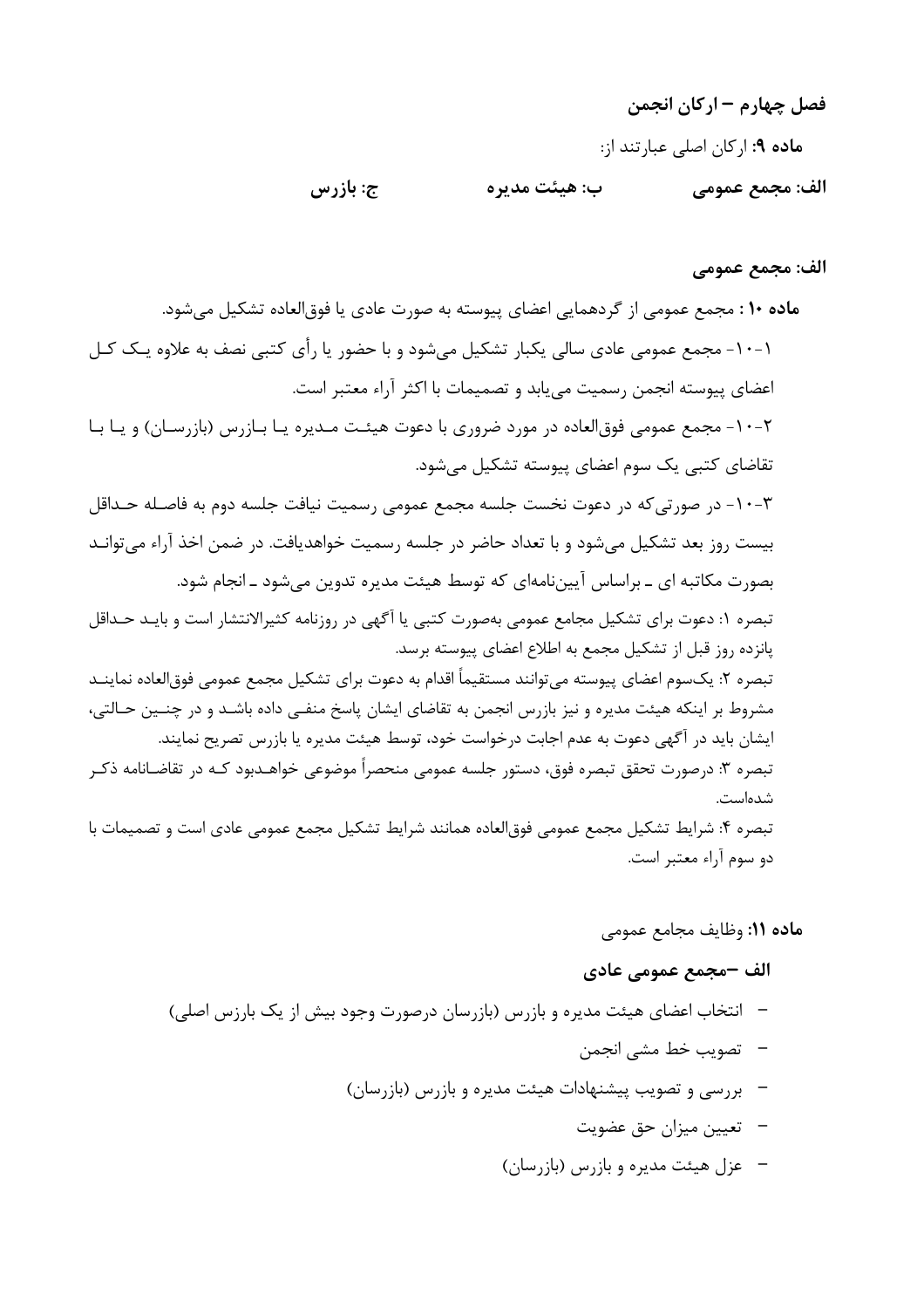## فصل چهارم – ارکان انجمن

**ماده ۹:** ارکان اصلی عبارتند از:

**الف: مجمع عمومی**　　**ب: هیئت مدیره**　　**ج: بازرس**

### الف: مجمع عمومی

**ماده ۱۰ :** مجمع عمومی از گردهمایی اعضای پیوسته به صورت عادی یا فوق‌العاده تشکیل می‌شود.

۱-۱۰- مجمع عمومی عادی سالی یکبار تشکیل می‌شود و با حضور یا رأی کتبی نصف به علاوه یک کل اعضای پیوسته انجمن رسمیت می‌یابد و تصمیمات با اکثر آراء معتبر است.

۲-۱۰- مجمع عمومی فوق‌العاده در مورد ضروری با دعوت هیئت مدیره یا بازرس (بازرسان) و یا با تقاضای کتبی یک سوم اعضای پیوسته تشکیل می‌شود.

۳-۱۰- در صورتی‌که در دعوت نخست جلسه مجمع عمومی رسمیت نیافت جلسه دوم به فاصله حداقل بیست روز بعد تشکیل می‌شود و با تعداد حاضر در جلسه رسمیت خواهدیافت. در ضمن اخذ آراء می‌تواند بصورت مکاتبه ای ـ براساس آیین‌نامه‌ای که توسط هیئت مدیره تدوین می‌شود ـ انجام شود.

تبصره ۱: دعوت برای تشکیل مجامع عمومی به‌صورت کتبی یا آگهی در روزنامه کثیرالانتشار است و باید حداقل پانزده روز قبل از تشکیل مجمع به اطلاع اعضای پیوسته برسد.

تبصره ۲: یک‌سوم اعضای پیوسته می‌توانند مستقیماً اقدام به دعوت برای تشکیل مجمع عمومی فوق‌العاده نمایند مشروط بر اینکه هیئت مدیره و نیز بازرس انجمن به تقاضای ایشان پاسخ منفی داده باشد و در چنین حالتی، ایشان باید در آگهی دعوت به عدم اجابت درخواست خود، توسط هیئت مدیره یا بازرس تصریح نمایند.

تبصره ۳: درصورت تحقق تبصره فوق، دستور جلسه عمومی منحصراً موضوعی خواهدبود که در تقاضانامه ذکر شده‌است.

تبصره ۴: شرایط تشکیل مجمع عمومی فوق‌العاده همانند شرایط تشکیل مجمع عمومی عادی است و تصمیمات با دو سوم آراء معتبر است.

**ماده ۱۱:** وظایف مجامع عمومی

**الف –مجمع عمومی عادی**

- انتخاب اعضای هیئت مدیره و بازرس (بازرسان درصورت وجود بیش از یک بازرس اصلی)
- تصویب خط مشی انجمن
- بررسی و تصویب پیشنهادات هیئت مدیره و بازرس (بازرسان)
- تعیین میزان حق عضویت
- عزل هیئت مدیره و بازرس (بازرسان)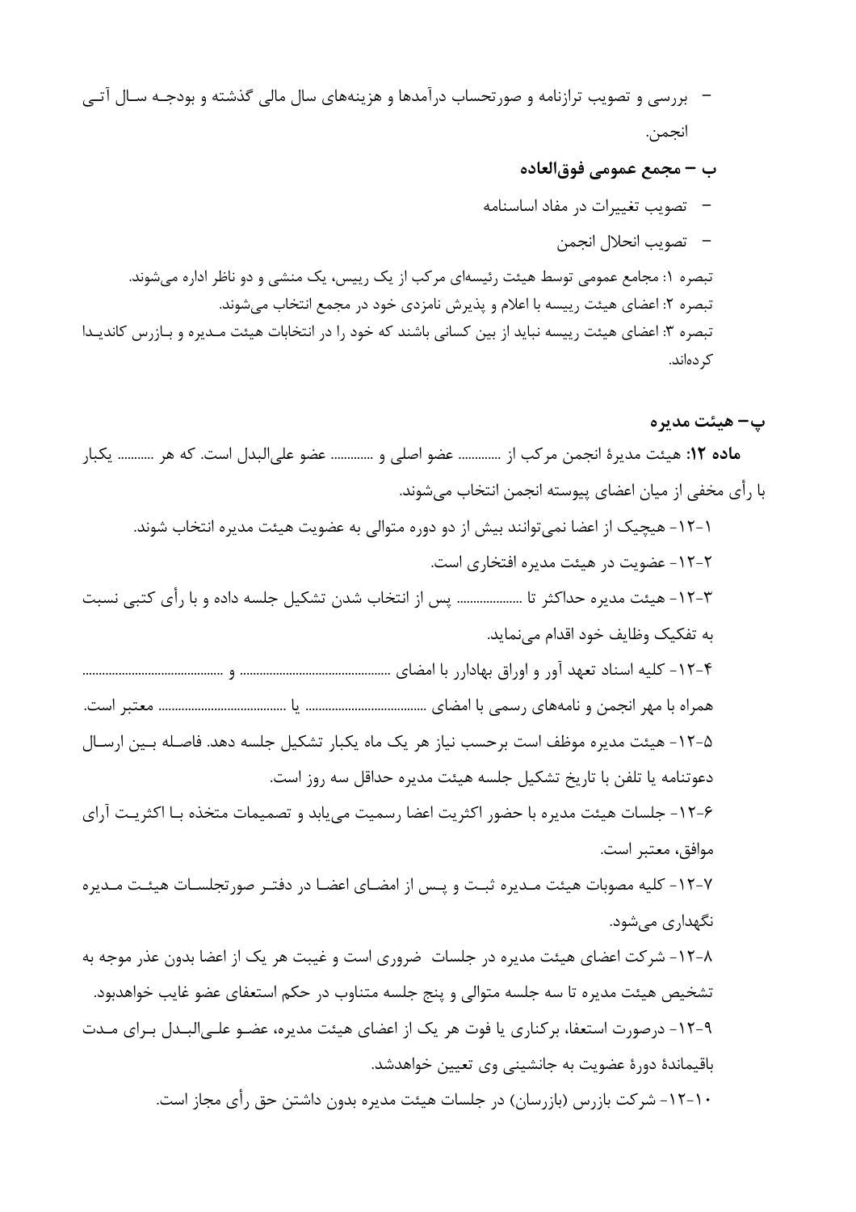- بررسی و تصویب ترازنامه و صورتحساب درآمدها و هزینه‌های سال مالی گذشته و بودجه سال آتی انجمن.

**ب – مجمع عمومی فوق‌العاده**

- تصویب تغییرات در مفاد اساسنامه
- تصویب انحلال انجمن

تبصره ۱: مجامع عمومی توسط هیئت رئیسه‌ای مرکب از یک رییس، یک منشی و دو ناظر اداره می‌شوند.
تبصره ۲: اعضای هیئت رییسه با اعلام و پذیرش نامزدی خود در مجمع انتخاب می‌شوند.
تبصره ۳: اعضای هیئت رییسه نباید از بین کسانی باشند که خود را در انتخابات هیئت مدیره و بازرس کاندیدا کرده‌اند.

**پ– هیئت مدیره**

**ماده ۱۲:** هیئت مدیرهٔ انجمن مرکب از ............ عضو اصلی و ............ عضو علی‌البدل است. که هر .......... یکبار با رأی مخفی از میان اعضای پیوسته انجمن انتخاب می‌شوند.

۱-۱۲- هیچیک از اعضا نمی‌توانند بیش از دو دوره متوالی به عضویت هیئت مدیره انتخاب شوند.

۲-۱۲- عضویت در هیئت مدیره افتخاری است.

۳-۱۲- هیئت مدیره حداکثر تا .................. پس از انتخاب شدن تشکیل جلسه داده و با رأی کتبی نسبت به تفکیک وظایف خود اقدام می‌نماید.

۴-۱۲- کلیه اسناد تعهد آور و اوراق بهادارر با امضای ........................................... و .......................................... همراه با مهر انجمن و نامه‌های رسمی با امضای .................................. یا .................................... معتبر است.

۵-۱۲- هیئت مدیره موظف است برحسب نیاز هر یک ماه یکبار تشکیل جلسه دهد. فاصله بین ارسال دعوتنامه یا تلفن با تاریخ تشکیل جلسه هیئت مدیره حداقل سه روز است.

۶-۱۲- جلسات هیئت مدیره با حضور اکثریت اعضا رسمیت می‌یابد و تصمیمات متخذه با اکثریت آرای موافق، معتبر است.

۷-۱۲- کلیه مصوبات هیئت مدیره ثبت و پس از امضای اعضا در دفتر صورتجلسات هیئت مدیره نگهداری می‌شود.

۸-۱۲- شرکت اعضای هیئت مدیره در جلسات ضروری است و غیبت هر یک از اعضا بدون عذر موجه به تشخیص هیئت مدیره تا سه جلسه متوالی و پنج جلسه متناوب در حکم استعفای عضو غایب خواهدبود.

۹-۱۲- درصورت استعفا، برکناری یا فوت هر یک از اعضای هیئت مدیره، عضو علی‌البدل برای مدت باقیماندهٔ دورهٔ عضویت به جانشینی وی تعیین خواهدشد.

۱۰-۱۲- شرکت بازرس (بازرسان) در جلسات هیئت مدیره بدون داشتن حق رأی مجاز است.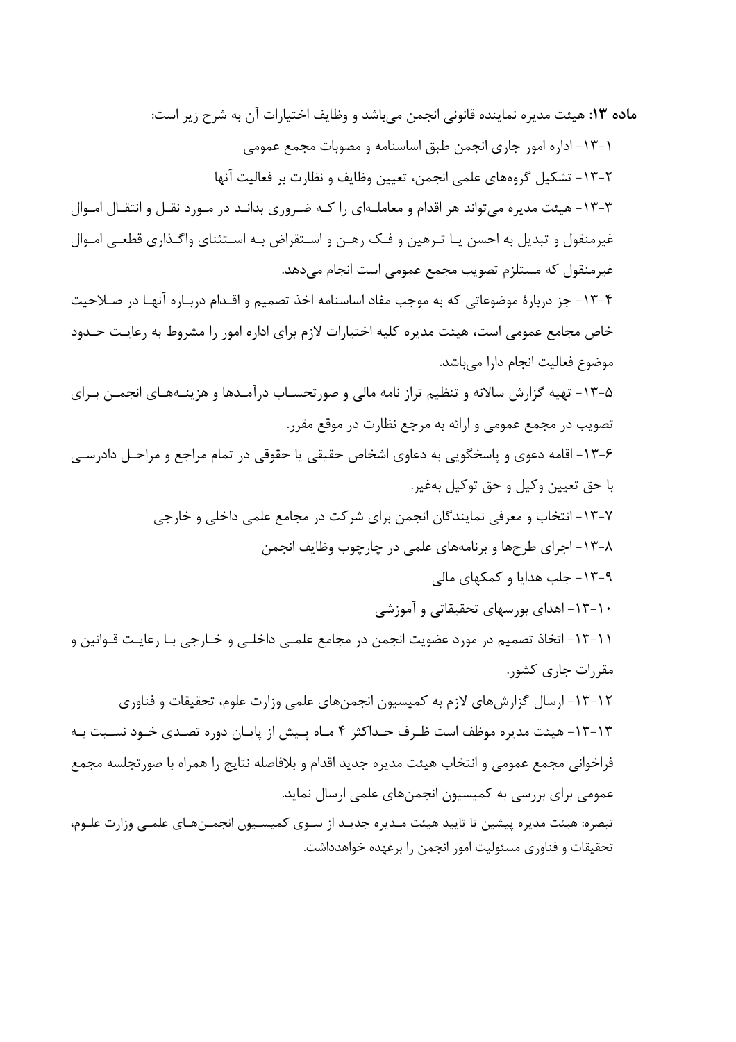**ماده ۱۳:** هیئت مدیره نماینده قانونی انجمن می‌باشد و وظایف اختیارات آن به شرح زیر است:

۱-۱۳- اداره امور جاری انجمن طبق اساسنامه و مصوبات مجمع عمومی

۲-۱۳- تشکیل گروه‌های علمی انجمن، تعیین وظایف و نظارت بر فعالیت آنها

۳-۱۳- هیئت مدیره می‌تواند هر اقدام و معامله‌ای را که ضروری بداند در مورد نقل و انتقال اموال غیرمنقول و تبدیل به احسن یا ترهین و فک رهن و استقراض به استثنای واگذاری قطعی اموال غیرمنقول که مستلزم تصویب مجمع عمومی است انجام می‌دهد.

۴-۱۳- جز دربارهٔ موضوعاتی که به موجب مفاد اساسنامه اخذ تصمیم و اقدام درباره آنها در صلاحیت خاص مجامع عمومی است، هیئت مدیره کلیه اختیارات لازم برای اداره امور را مشروط به رعایت حدود موضوع فعالیت انجام دارا می‌باشد.

۵-۱۳- تهیه گزارش سالانه و تنظیم تراز نامه مالی و صورتحساب درآمدها و هزینه‌های انجمن برای تصویب در مجمع عمومی و ارائه به مرجع نظارت در موقع مقرر.

۶-۱۳- اقامه دعوی و پاسخگویی به دعاوی اشخاص حقیقی یا حقوقی در تمام مراجع و مراحل دادرسی با حق تعیین وکیل و حق توکیل به‌غیر.

۷-۱۳- انتخاب و معرفی نمایندگان انجمن برای شرکت در مجامع علمی داخلی و خارجی

۸-۱۳- اجرای طرحها و برنامه‌های علمی در چارچوب وظایف انجمن

۹-۱۳- جلب هدایا و کمکهای مالی

۱۰-۱۳- اهدای بورسهای تحقیقاتی و آموزشی

۱۱-۱۳- اتخاذ تصمیم در مورد عضویت انجمن در مجامع علمی داخلی و خارجی با رعایت قوانین و مقررات جاری کشور.

۱۲-۱۳- ارسال گزارش‌های لازم به کمیسیون انجمن‌های علمی وزارت علوم، تحقیقات و فناوری

۱۳-۱۳- هیئت مدیره موظف است ظرف حداکثر ۴ ماه پیش از پایان دوره تصدی خود نسبت به فراخوانی مجمع عمومی و انتخاب هیئت مدیره جدید اقدام و بلافاصله نتایج را همراه با صورتجلسه مجمع عمومی برای بررسی به کمیسیون انجمن‌های علمی ارسال نماید.

تبصره: هیئت مدیره پیشین تا تایید هیئت مدیره جدید از سوی کمیسیون انجمن‌های علمی وزارت علوم، تحقیقات و فناوری مسئولیت امور انجمن را برعهده خواهدداشت.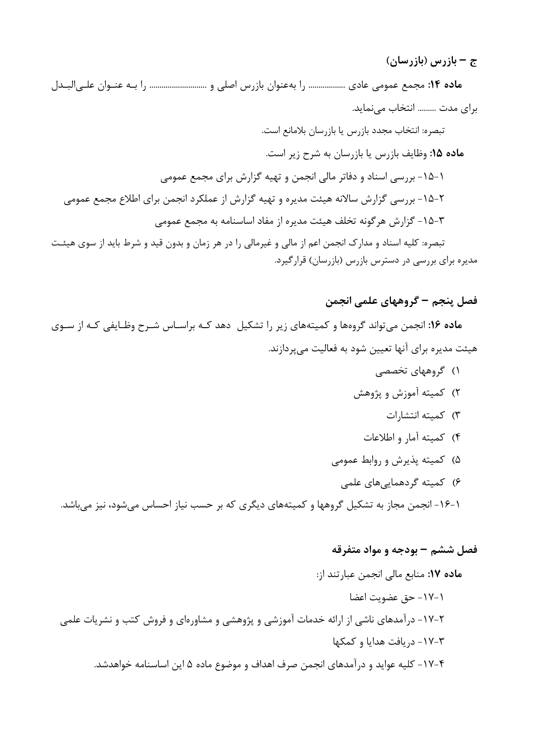### ج – بازرس (بازرسان)

**ماده ۱۴:** مجمع عمومی عادی ................ را به‌عنوان بازرس اصلی و ......................... را به عنوان علی‌البدل برای مدت ........ انتخاب می‌نماید.

تبصره: انتخاب مجدد بازرس یا بازرسان بلامانع است.

**ماده ۱۵:** وظایف بازرس یا بازرسان به شرح زیر است.

۱-۱۵- بررسی اسناد و دفاتر مالی انجمن و تهیه گزارش برای مجمع عمومی

۲-۱۵- بررسی گزارش سالانه هیئت مدیره و تهیه گزارش از عملکرد انجمن برای اطلاع مجمع عمومی

۳-۱۵- گزارش هرگونه تخلف هیئت مدیره از مفاد اساسنامه به مجمع عمومی

تبصره: کلیه اسناد و مدارک انجمن اعم از مالی و غیرمالی را در هر زمان و بدون قید و شرط باید از سوی هیئت مدیره برای بررسی در دسترس بازرس (بازرسان) قرارگیرد.

## فصل پنجم – گروههای علمی انجمن

**ماده ۱۶:** انجمن می‌تواند گروه‌ها و کمیته‌های زیر را تشکیل دهد که براساس شرح وظایفی که از سوی هیئت مدیره برای آنها تعیین شود به فعالیت می‌پردازند.

۱) گروههای تخصصی
۲) کمیته آموزش و پژوهش
۳) کمیته انتشارات
۴) کمیته آمار و اطلاعات
۵) کمیته پذیرش و روابط عمومی
۶) کمیته گردهمایی‌های علمی

۱-۱۶- انجمن مجاز به تشکیل گروهها و کمیته‌های دیگری که بر حسب نیاز احساس می‌شود، نیز می‌باشد.

## فصل ششم – بودجه و مواد متفرقه

**ماده ۱۷:** منابع مالی انجمن عبارتند از:

۱-۱۷- حق عضویت اعضا

۲-۱۷- درآمدهای ناشی از ارائه خدمات آموزشی و پژوهشی و مشاوره‌ای و فروش کتب و نشریات علمی

۳-۱۷- دریافت هدایا و کمکها

۴-۱۷- کلیه عواید و درآمدهای انجمن صرف اهداف و موضوع ماده ۵ این اساسنامه خواهدشد.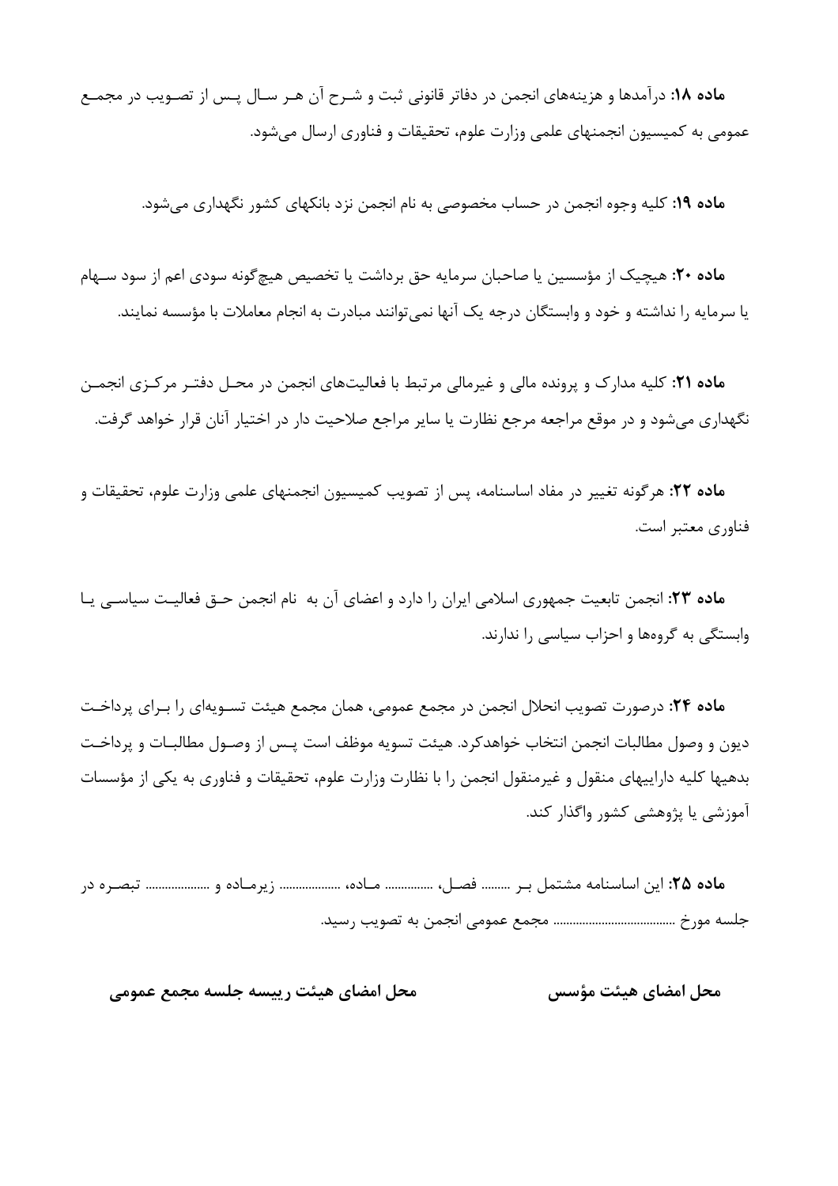**ماده ۱۸:** درآمدها و هزینه‌های انجمن در دفاتر قانونی ثبت و شرح آن هر سال پس از تصویب در مجمع عمومی به کمیسیون انجمنهای علمی وزارت علوم، تحقیقات و فناوری ارسال می‌شود.

**ماده ۱۹:** کلیه وجوه انجمن در حساب مخصوصی به نام انجمن نزد بانکهای کشور نگهداری می‌شود.

**ماده ۲۰:** هیچیک از مؤسسین یا صاحبان سرمایه حق برداشت یا تخصیص هیچ‌گونه سودی اعم از سود سهام یا سرمایه را نداشته و خود و وابستگان درجه یک آنها نمی‌توانند مبادرت به انجام معاملات با مؤسسه نمایند.

**ماده ۲۱:** کلیه مدارک و پرونده مالی و غیرمالی مرتبط با فعالیت‌های انجمن در محل دفتر مرکزی انجمن نگهداری می‌شود و در موقع مراجعه مرجع نظارت یا سایر مراجع صلاحیت دار در اختیار آنان قرار خواهد گرفت.

**ماده ۲۲:** هرگونه تغییر در مفاد اساسنامه، پس از تصویب کمیسیون انجمنهای علمی وزارت علوم، تحقیقات و فناوری معتبر است.

**ماده ۲۳:** انجمن تابعیت جمهوری اسلامی ایران را دارد و اعضای آن به نام انجمن حق فعالیت سیاسی یا وابستگی به گروه‌ها و احزاب سیاسی را ندارند.

**ماده ۲۴:** درصورت تصویب انحلال انجمن در مجمع عمومی، همان مجمع هیئت تسویه‌ای را برای پرداخت دیون و وصول مطالبات انجمن انتخاب خواهدکرد. هیئت تسویه موظف است پس از وصول مطالبات و پرداخت بدهیها کلیه داراییهای منقول و غیرمنقول انجمن را با نظارت وزارت علوم، تحقیقات و فناوری به یکی از مؤسسات آموزشی یا پژوهشی کشور واگذار کند.

**ماده ۲۵:** این اساسنامه مشتمل بر ......... فصل، .............. ماده، .................. زیرماده و .................... تبصره در جلسه مورخ ...................................... مجمع عمومی انجمن به تصویب رسید.

**محل امضای هیئت مؤسس** &nbsp;&nbsp;&nbsp;&nbsp;&nbsp;&nbsp;&nbsp;&nbsp; **محل امضای هیئت رییسه جلسه مجمع عمومی**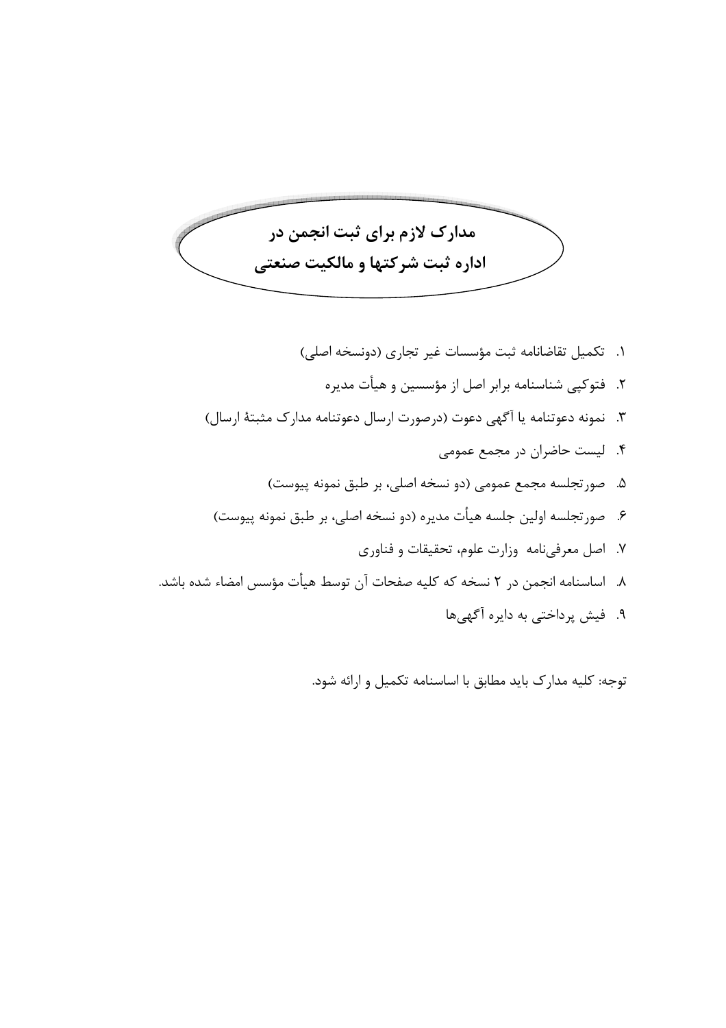## مدارک لازم برای ثبت انجمن در اداره ثبت شرکتها و مالکیت صنعتی

۱. تکمیل تقاضانامه ثبت مؤسسات غیر تجاری (دونسخه اصلی)
۲. فتوکپی شناسنامه برابر اصل از مؤسسین و هیأت مدیره
۳. نمونه دعوتنامه یا آگهی دعوت (درصورت ارسال دعوتنامه مدارک مثبتهٔ ارسال)
۴. لیست حاضران در مجمع عمومی
۵. صورتجلسه مجمع عمومی (دو نسخه اصلی، بر طبق نمونه پیوست)
۶. صورتجلسه اولین جلسه هیأت مدیره (دو نسخه اصلی، بر طبق نمونه پیوست)
۷. اصل معرفی‌نامه وزارت علوم، تحقیقات و فناوری
۸. اساسنامه انجمن در ۲ نسخه که کلیه صفحات آن توسط هیأت مؤسس امضاء شده باشد.
۹. فیش پرداختی به دایره آگهی‌ها

توجه: کلیه مدارک باید مطابق با اساسنامه تکمیل و ارائه شود.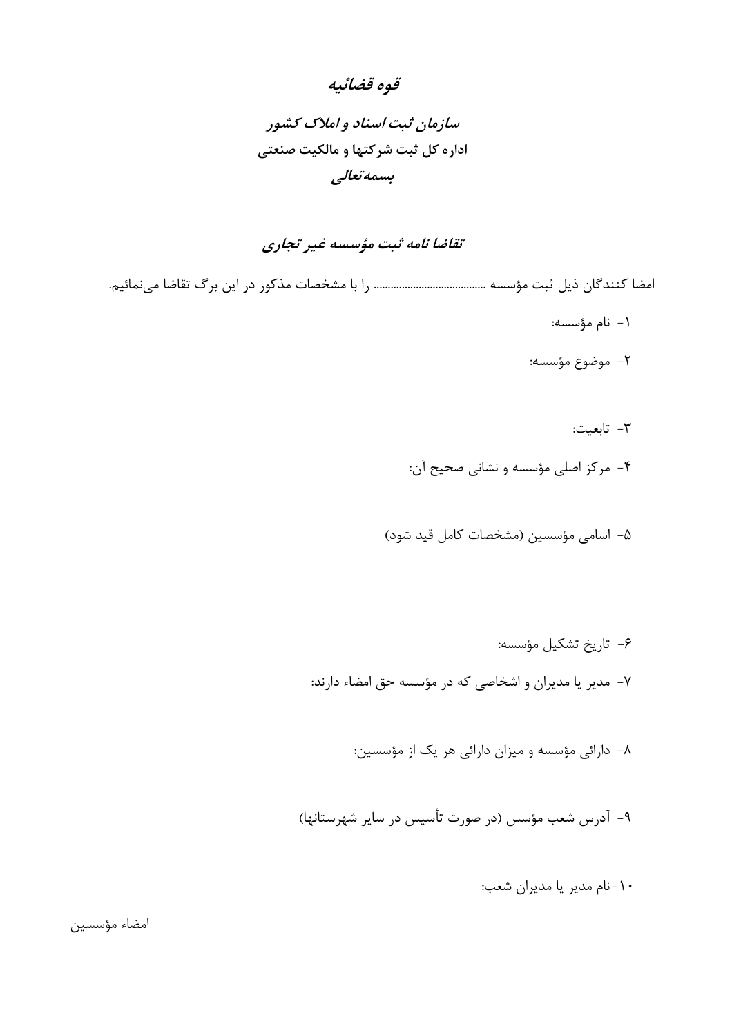## قوه قضائیه

### سازمان ثبت اسناد و املاک کشور

### اداره کل ثبت شرکتها و مالکیت صنعتی

### بسمه‌تعالی

## تقاضا نامه ثبت مؤسسه غیر تجاری

امضا کنندگان ذیل ثبت مؤسسه ........................................ را با مشخصات مذکور در این برگ تقاضا می‌نمائیم.

۱- نام مؤسسه:

۲- موضوع مؤسسه:

۳- تابعیت:

۴- مرکز اصلی مؤسسه و نشانی صحیح آن:

۵- اسامی مؤسسین (مشخصات کامل قید شود)

۶- تاریخ تشکیل مؤسسه:

۷- مدیر یا مدیران و اشخاصی که در مؤسسه حق امضاء دارند:

۸- دارائی مؤسسه و میزان دارائی هر یک از مؤسسین:

۹- آدرس شعب مؤسس (در صورت تأسیس در سایر شهرستانها)

۱۰-نام مدیر یا مدیران شعب:

امضاء مؤسسین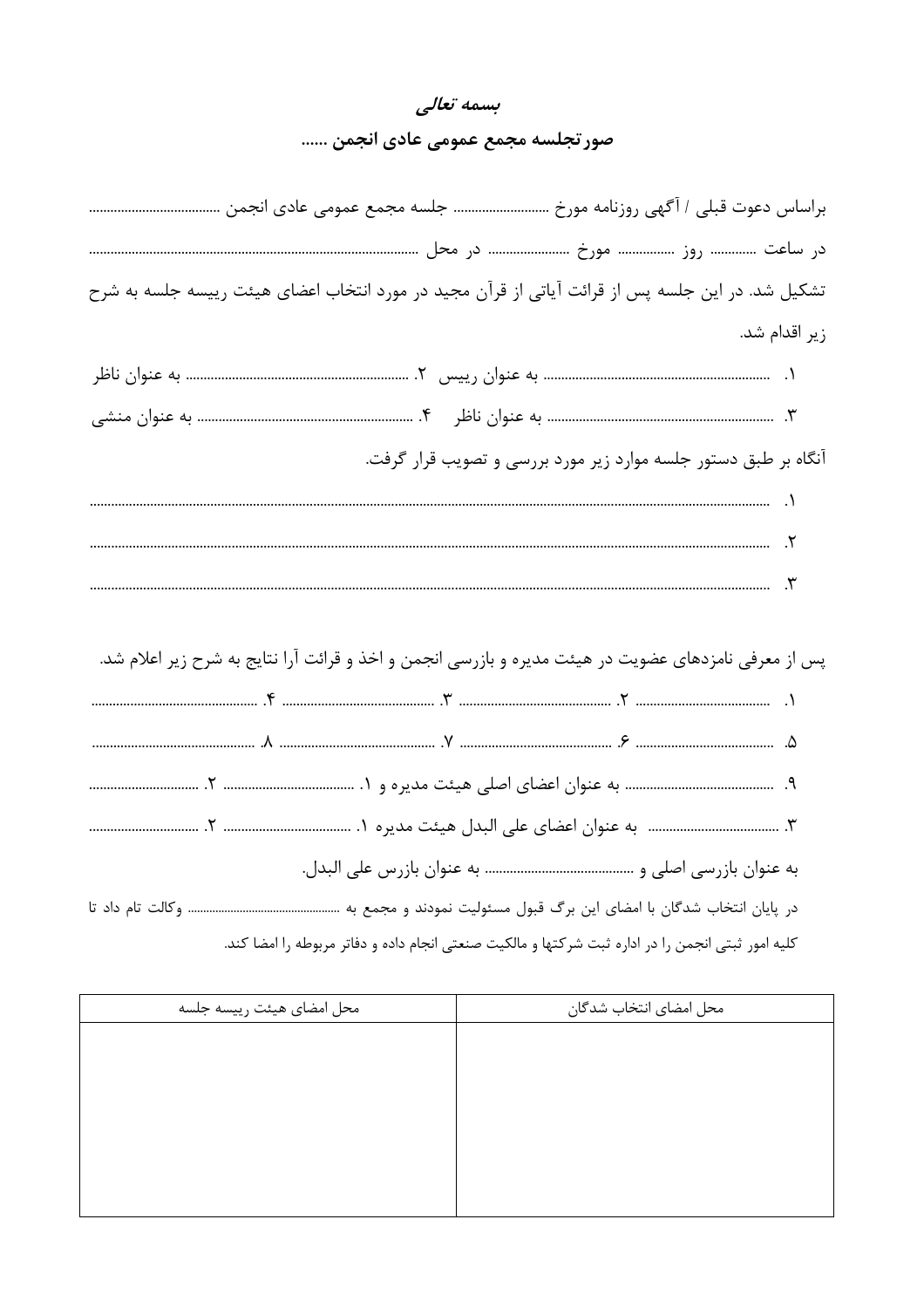**بسمه تعالی**

**صورتجلسه مجمع عمومی عادی انجمن ......**

براساس دعوت قبلی / آگهی روزنامه مورخ ......................... جلسه مجمع عمومی عادی انجمن ....................................

در ساعت ............ روز ............... مورخ ...................... در محل ..........................................................................................

تشکیل شد. در این جلسه پس از قرائت آیاتی از قرآن مجید در مورد انتخاب اعضای هیئت رییسه جلسه به شرح زیر اقدام شد.

۱. ............................................................ به عنوان رییس ۲. ............................................................ به عنوان ناظر

۳. ............................................................ به عنوان ناظر ۴. ............................................................ به عنوان منشی

آنگاه بر طبق دستور جلسه موارد زیر مورد بررسی و تصویب قرار گرفت.

۱. ..............................................................................................................................................................

۲. ..............................................................................................................................................................

۳. ..............................................................................................................................................................

پس از معرفی نامزدهای عضویت در هیئت مدیره و بازرسی انجمن و اخذ و قرائت آرا نتایج به شرح زیر اعلام شد.

۱. ..................................... ۲. .......................................... ۳. .......................................... ۴. ..............................................

۵. ..................................... ۶. .......................................... ۷. .......................................... ۸. ..............................................

۹. ....................................... به عنوان اعضای اصلی هیئت مدیره و ۱. .................................... ۲. ..............................

۳. .................................... به عنوان اعضای علی البدل هیئت مدیره ۱. .................................... ۲. ..............................

به عنوان بازرسی اصلی و ........................................ به عنوان بازرس علی البدل.

در پایان انتخاب شدگان با امضای این برگ قبول مسئولیت نمودند و مجمع به ................................................ وکالت تام داد تا کلیه امور ثبتی انجمن را در اداره ثبت شرکتها و مالکیت صنعتی انجام داده و دفاتر مربوطه را امضا کند.

| محل امضای انتخاب شدگان | محل امضای هیئت رییسه جلسه |
|---|---|
| | |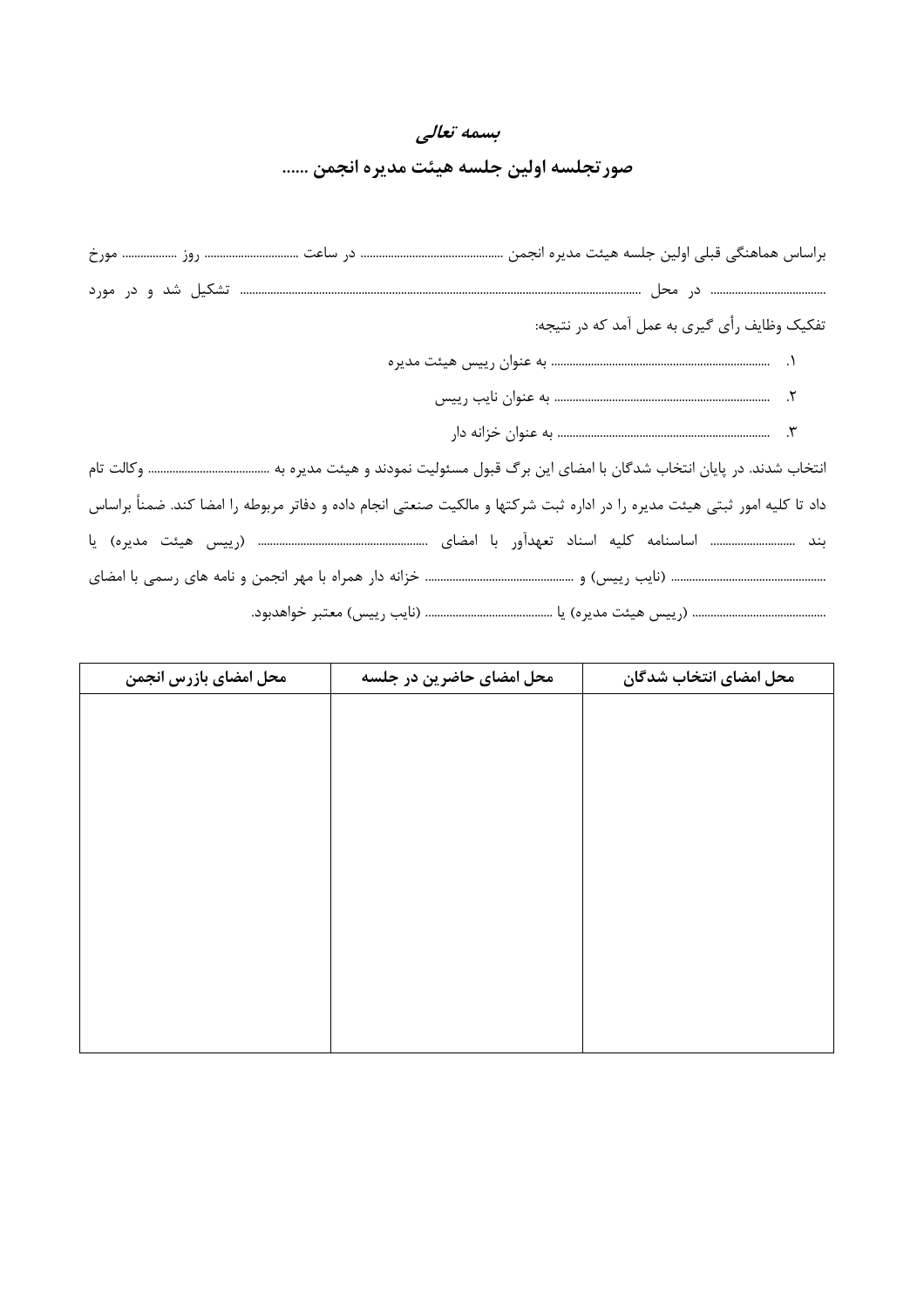**بسمه تعالی**

## صورتجلسه اولین جلسه هیئت مدیره انجمن ......

براساس هماهنگی قبلی اولین جلسه هیئت مدیره انجمن ............................................. در ساعت ............................. روز ................. مورخ .................................... در محل ............................................................................................................................ تشکیل شد و در مورد تفکیک وظایف رأی گیری به عمل آمد که در نتیجه:

۱. ....................................................................... به عنوان رییس هیئت مدیره

۲. ...................................................................... به عنوان نایب رییس

۳. ...................................................................... به عنوان خزانه دار

انتخاب شدند. در پایان انتخاب شدگان با امضای این برگ قبول مسئولیت نمودند و هیئت مدیره به ....................................... وکالت تام داد تا کلیه امور ثبتی هیئت مدیره را در اداره ثبت شرکتها و مالکیت صنعتی انجام داده و دفاتر مربوطه را امضا کند. ضمناً براساس بند ............................ اساسنامه کلیه اسناد تعهدآور با امضای ...................................................... (رییس هیئت مدیره) یا .................................................. (نایب رییس) و ................................................ خزانه دار همراه با مهر انجمن و نامه های رسمی با امضای .......................................... (رییس هیئت مدیره) یا ......................................... (نایب رییس) معتبر خواهدبود.

| محل امضای انتخاب شدگان | محل امضای حاضرین در جلسه | محل امضای بازرس انجمن |
|---|---|---|
| | | |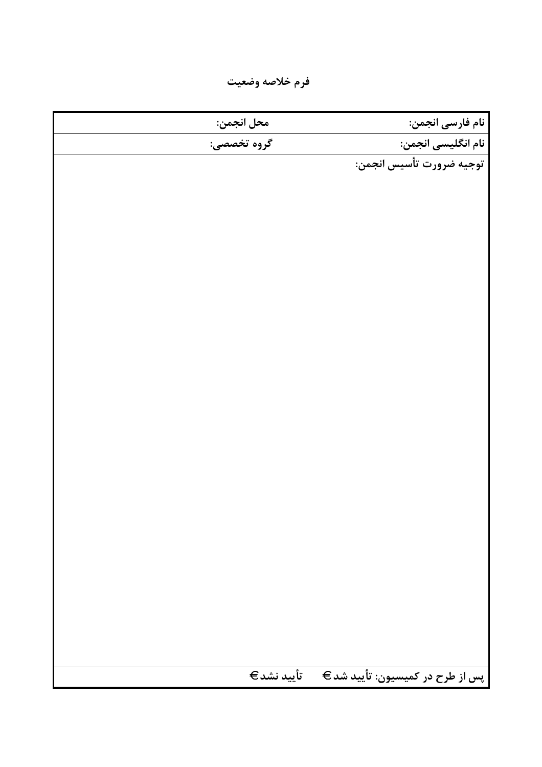# فرم خلاصه وضعیت

| نام فارسی انجمن: | محل انجمن: |
| --- | --- |
| نام انگلیسی انجمن: | گروه تخصصی: |
| توجیه ضرورت تأسیس انجمن: | |
| پس از طرح در کمیسیون: تأیید شد € تأیید نشد € | |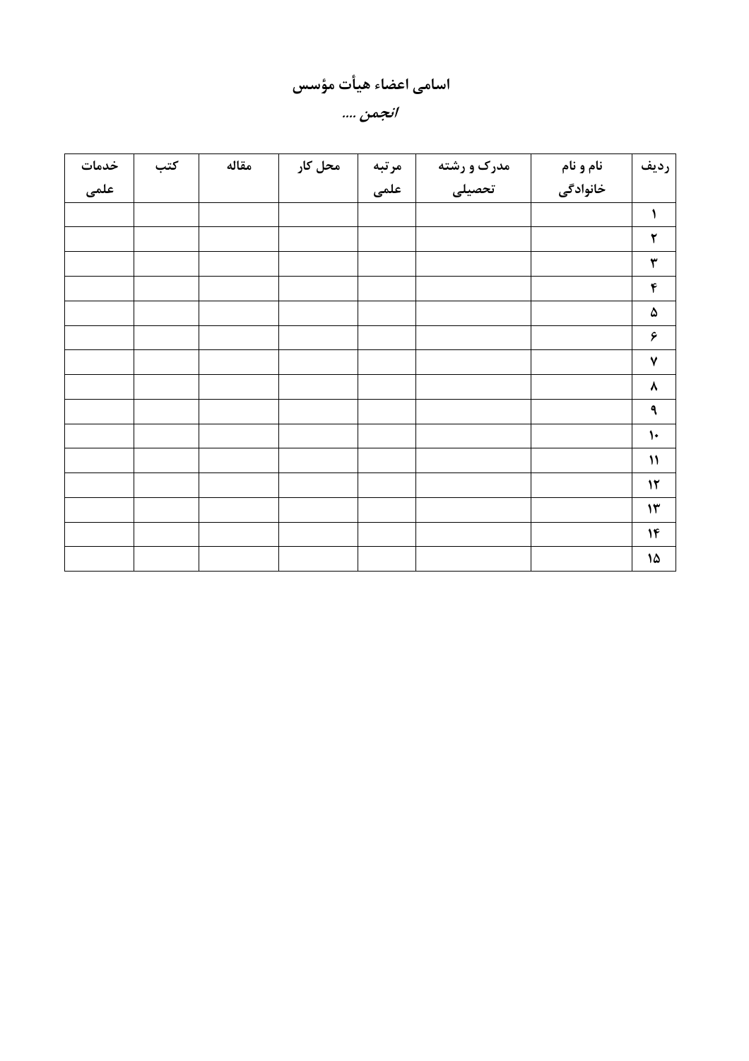## اسامی اعضاء هیأت مؤسس

***انجمن ....***

| ردیف | نام و نام خانوادگی | مدرک و رشته تحصیلی | مرتبه علمی | محل کار | مقاله | کتب | خدمات علمی |
|---|---|---|---|---|---|---|---|
| ۱ | | | | | | | |
| ۲ | | | | | | | |
| ۳ | | | | | | | |
| ۴ | | | | | | | |
| ۵ | | | | | | | |
| ۶ | | | | | | | |
| ۷ | | | | | | | |
| ۸ | | | | | | | |
| ۹ | | | | | | | |
| ۱۰ | | | | | | | |
| ۱۱ | | | | | | | |
| ۱۲ | | | | | | | |
| ۱۳ | | | | | | | |
| ۱۴ | | | | | | | |
| ۱۵ | | | | | | | |